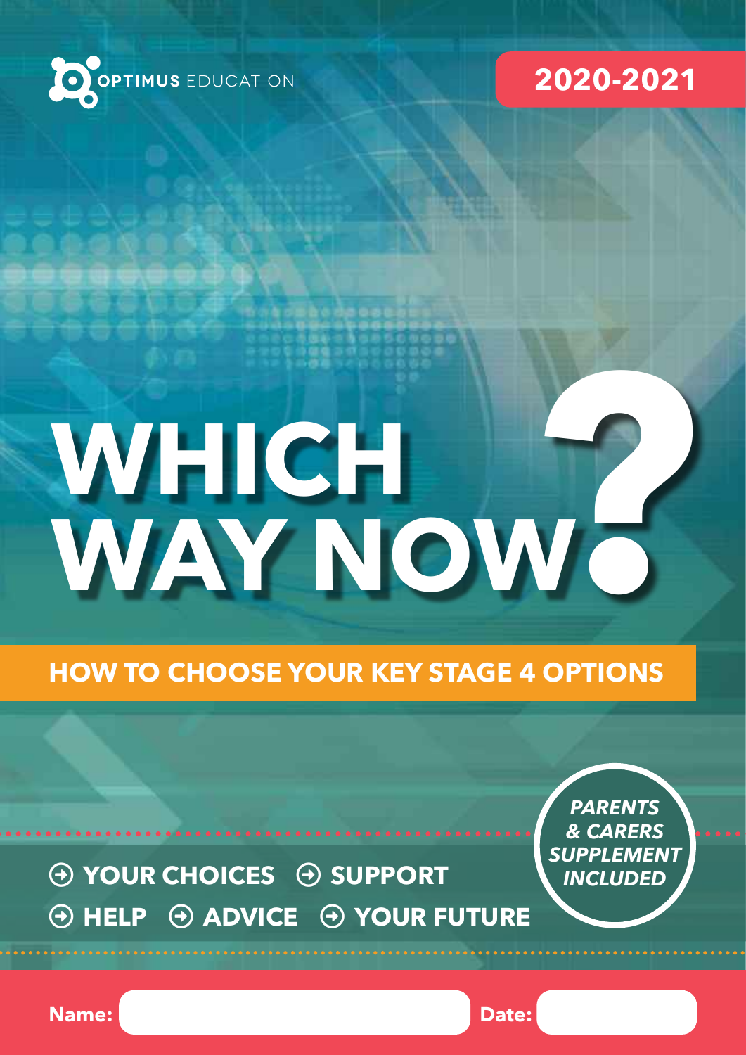OPTIMUS EDUCATION

**2020-2021**

# WHICH WAY NOW?

## HOW TO CHOOSE YOUR KEY STAGE 4 OPTIONS

***PARENTS & CARERS SUPPLEMENT INCLUDED***

- **YOUR CHOICES**
- **SUPPORT**
- **HELP**
- **ADVICE**
- **YOUR FUTURE**

**Name:**

**Date:**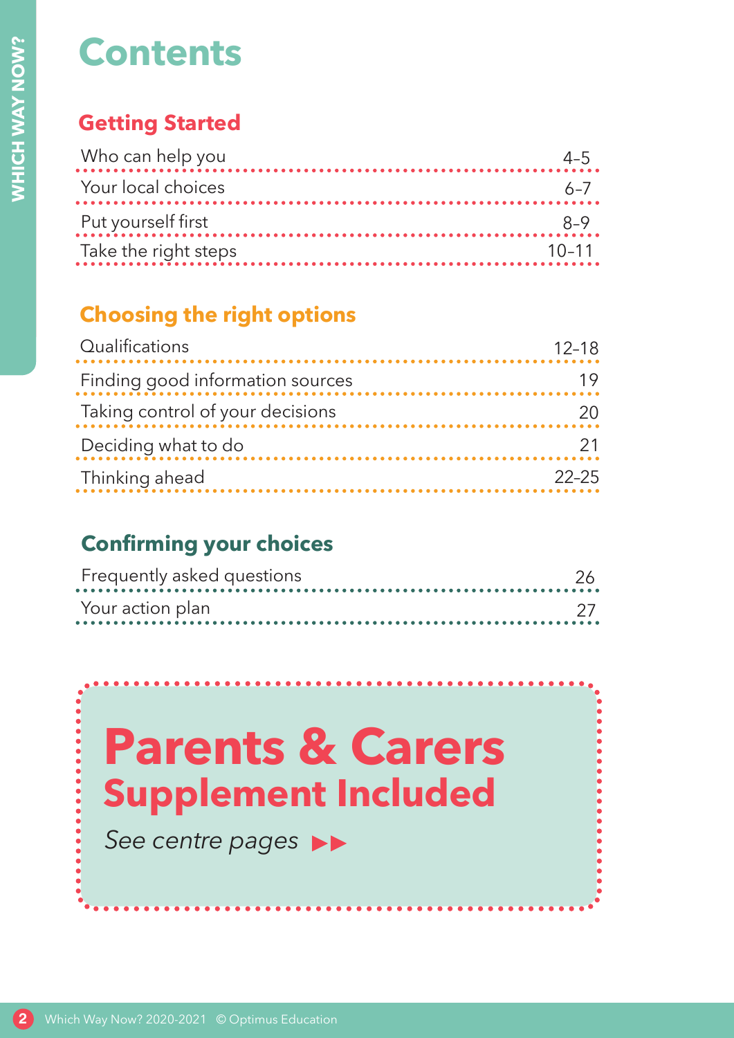# Contents

## Getting Started

| | |
|---|---|
| Who can help you | 4–5 |
| Your local choices | 6–7 |
| Put yourself first | 8–9 |
| Take the right steps | 10–11 |

## Choosing the right options

| | |
|---|---|
| Qualifications | 12–18 |
| Finding good information sources | 19 |
| Taking control of your decisions | 20 |
| Deciding what to do | 21 |
| Thinking ahead | 22–25 |

## Confirming your choices

| | |
|---|---|
| Frequently asked questions | 26 |
| Your action plan | 27 |

**Parents & Carers Supplement Included**

*See centre pages* ▶▶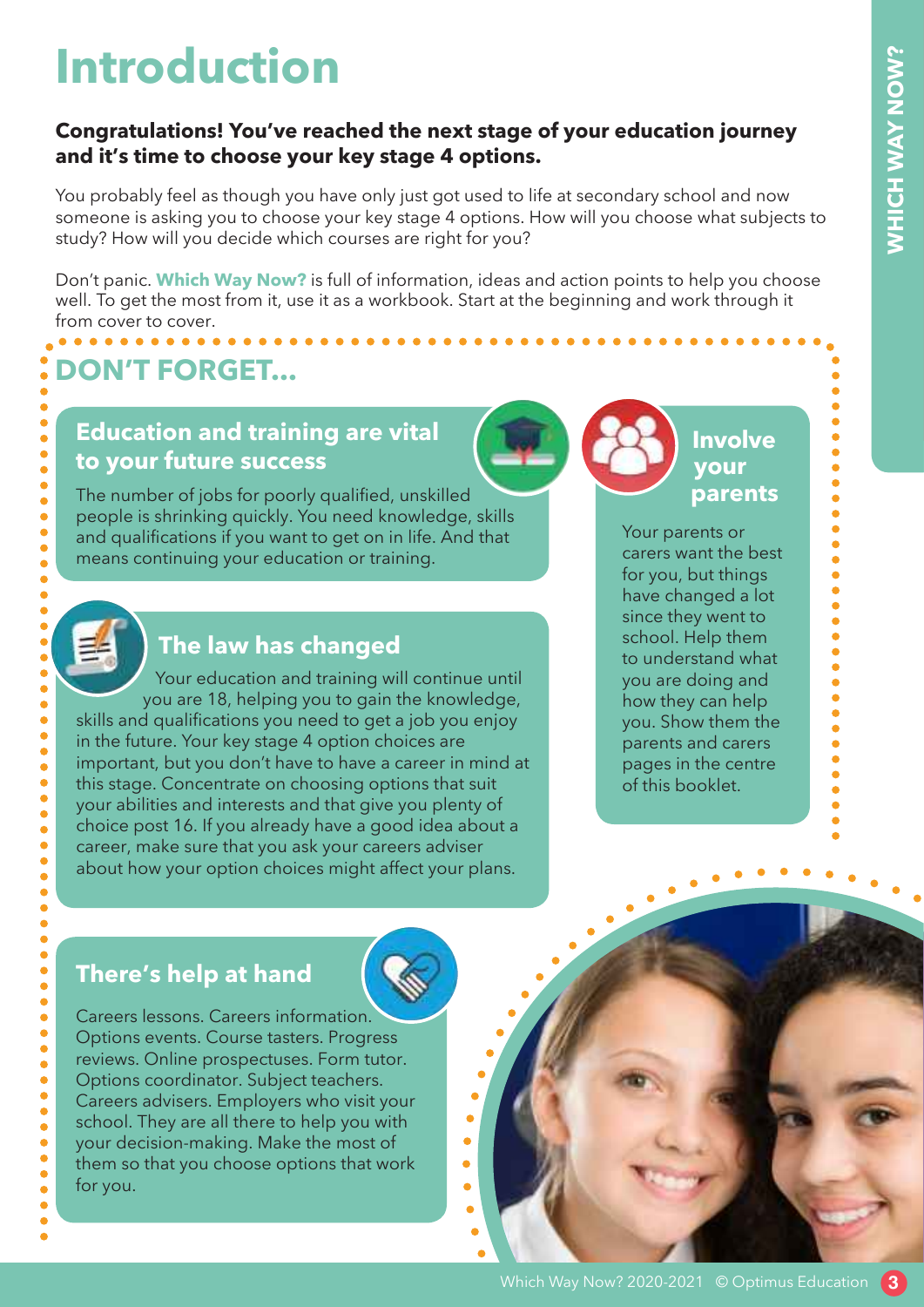# Introduction

**Congratulations! You've reached the next stage of your education journey and it's time to choose your key stage 4 options.**

You probably feel as though you have only just got used to life at secondary school and now someone is asking you to choose your key stage 4 options. How will you choose what subjects to study? How will you decide which courses are right for you?

Don't panic. **Which Way Now?** is full of information, ideas and action points to help you choose well. To get the most from it, use it as a workbook. Start at the beginning and work through it from cover to cover.

## DON'T FORGET...

### Education and training are vital to your future success

The number of jobs for poorly qualified, unskilled people is shrinking quickly. You need knowledge, skills and qualifications if you want to get on in life. And that means continuing your education or training.

### The law has changed

Your education and training will continue until you are 18, helping you to gain the knowledge, skills and qualifications you need to get a job you enjoy in the future. Your key stage 4 option choices are important, but you don't have to have a career in mind at this stage. Concentrate on choosing options that suit your abilities and interests and that give you plenty of choice post 16. If you already have a good idea about a career, make sure that you ask your careers adviser about how your option choices might affect your plans.

### There's help at hand

Careers lessons. Careers information. Options events. Course tasters. Progress reviews. Online prospectuses. Form tutor. Options coordinator. Subject teachers. Careers advisers. Employers who visit your school. They are all there to help you with your decision-making. Make the most of them so that you choose options that work for you.

### Involve your parents

Your parents or carers want the best for you, but things have changed a lot since they went to school. Help them to understand what you are doing and how they can help you. Show them the parents and carers pages in the centre of this booklet.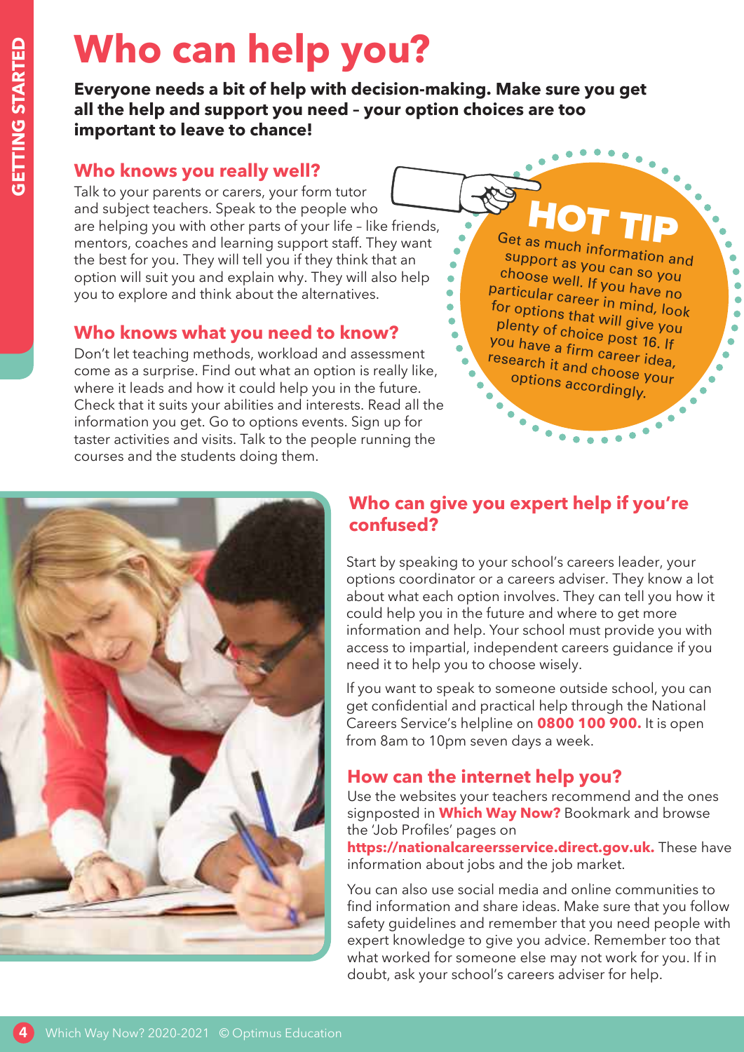# Who can help you?

**Everyone needs a bit of help with decision-making. Make sure you get all the help and support you need – your option choices are too important to leave to chance!**

## Who knows you really well?

Talk to your parents or carers, your form tutor and subject teachers. Speak to the people who are helping you with other parts of your life – like friends, mentors, coaches and learning support staff. They want the best for you. They will tell you if they think that an option will suit you and explain why. They will also help you to explore and think about the alternatives.

## Who knows what you need to know?

Don't let teaching methods, workload and assessment come as a surprise. Find out what an option is really like, where it leads and how it could help you in the future. Check that it suits your abilities and interests. Read all the information you get. Go to options events. Sign up for taster activities and visits. Talk to the people running the courses and the students doing them.

**HOT TIP**

Get as much information and support as you can so you choose well. If you have no particular career in mind, look for options that will give you plenty of choice post 16. If you have a firm career idea, research it and choose your options accordingly.

## Who can give you expert help if you're confused?

Start by speaking to your school's careers leader, your options coordinator or a careers adviser. They know a lot about what each option involves. They can tell you how it could help you in the future and where to get more information and help. Your school must provide you with access to impartial, independent careers guidance if you need it to help you to choose wisely.

If you want to speak to someone outside school, you can get confidential and practical help through the National Careers Service's helpline on **0800 100 900.** It is open from 8am to 10pm seven days a week.

## How can the internet help you?

Use the websites your teachers recommend and the ones signposted in **Which Way Now?** Bookmark and browse the 'Job Profiles' pages on **https://nationalcareersservice.direct.gov.uk.** These have information about jobs and the job market.

You can also use social media and online communities to find information and share ideas. Make sure that you follow safety guidelines and remember that you need people with expert knowledge to give you advice. Remember too that what worked for someone else may not work for you. If in doubt, ask your school's careers adviser for help.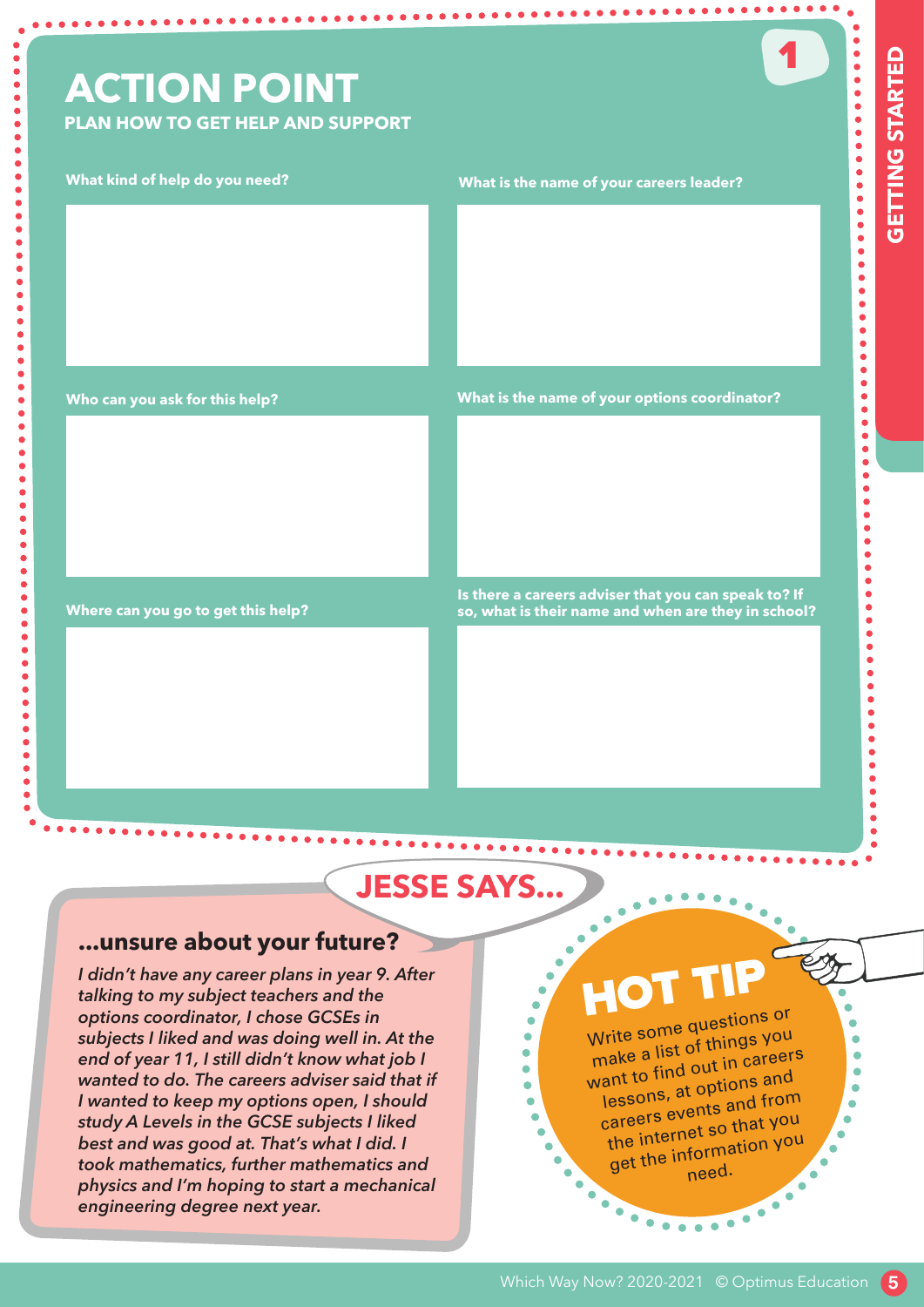# ACTION POINT

**PLAN HOW TO GET HELP AND SUPPORT**

**What kind of help do you need?**

**Who can you ask for this help?**

**Where can you go to get this help?**

**What is the name of your careers leader?**

**What is the name of your options coordinator?**

**Is there a careers adviser that you can speak to? If so, what is their name and when are they in school?**

## JESSE SAYS...

### ...unsure about your future?

*I didn't have any career plans in year 9. After talking to my subject teachers and the options coordinator, I chose GCSEs in subjects I liked and was doing well in. At the end of year 11, I still didn't know what job I wanted to do. The careers adviser said that if I wanted to keep my options open, I should study A Levels in the GCSE subjects I liked best and was good at. That's what I did. I took mathematics, further mathematics and physics and I'm hoping to start a mechanical engineering degree next year.*

## HOT TIP

Write some questions or make a list of things you want to find out in careers lessons, at options and careers events and from the internet so that you get the information you need.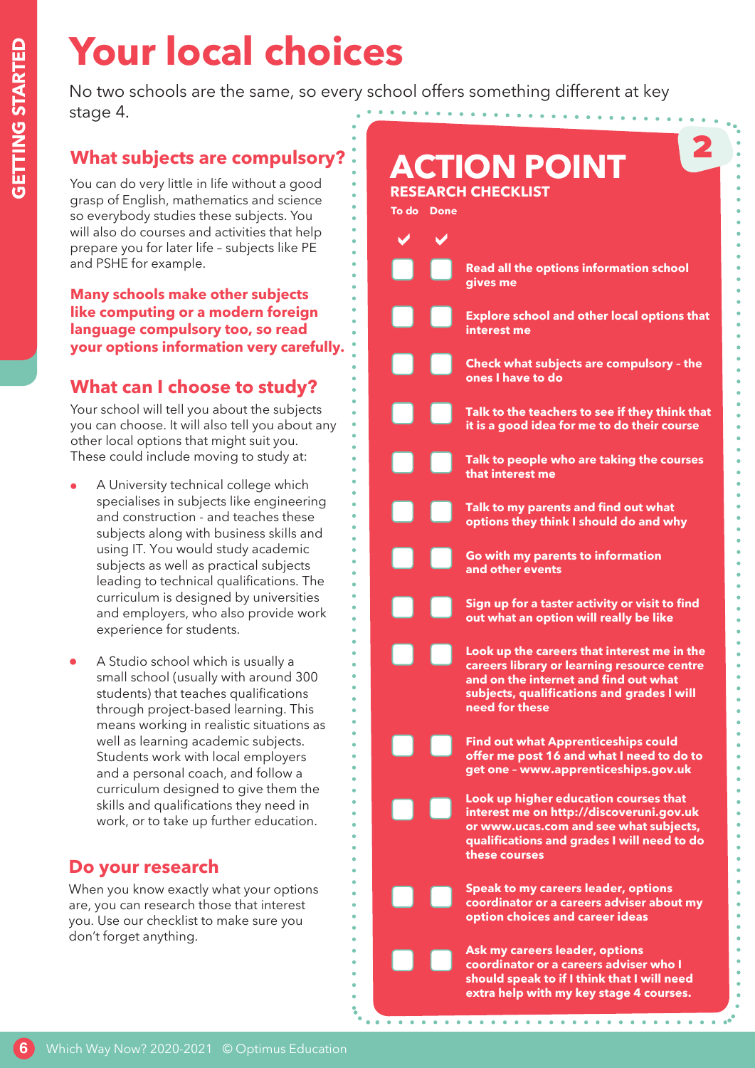# Your local choices

No two schools are the same, so every school offers something different at key stage 4.

## What subjects are compulsory?

You can do very little in life without a good grasp of English, mathematics and science so everybody studies these subjects. You will also do courses and activities that help prepare you for later life – subjects like PE and PSHE for example.

**Many schools make other subjects like computing or a modern foreign language compulsory too, so read your options information very carefully.**

## What can I choose to study?

Your school will tell you about the subjects you can choose. It will also tell you about any other local options that might suit you. These could include moving to study at:

- A University technical college which specialises in subjects like engineering and construction - and teaches these subjects along with business skills and using IT. You would study academic subjects as well as practical subjects leading to technical qualifications. The curriculum is designed by universities and employers, who also provide work experience for students.
- A Studio school which is usually a small school (usually with around 300 students) that teaches qualifications through project-based learning. This means working in realistic situations as well as learning academic subjects. Students work with local employers and a personal coach, and follow a curriculum designed to give them the skills and qualifications they need in work, or to take up further education.

## Do your research

When you know exactly what your options are, you can research those that interest you. Use our checklist to make sure you don't forget anything.

## ACTION POINT 2

### RESEARCH CHECKLIST

| To do | Done | |
|---|---|---|
| ☐ | ☐ | Read all the options information school gives me |
| ☐ | ☐ | Explore school and other local options that interest me |
| ☐ | ☐ | Check what subjects are compulsory – the ones I have to do |
| ☐ | ☐ | Talk to the teachers to see if they think that it is a good idea for me to do their course |
| ☐ | ☐ | Talk to people who are taking the courses that interest me |
| ☐ | ☐ | Talk to my parents and find out what options they think I should do and why |
| ☐ | ☐ | Go with my parents to information and other events |
| ☐ | ☐ | Sign up for a taster activity or visit to find out what an option will really be like |
| ☐ | ☐ | Look up the careers that interest me in the careers library or learning resource centre and on the internet and find out what subjects, qualifications and grades I will need for these |
| ☐ | ☐ | Find out what Apprenticeships could offer me post 16 and what I need to do to get one – www.apprenticeships.gov.uk |
| ☐ | ☐ | Look up higher education courses that interest me on http://discoveruni.gov.uk or www.ucas.com and see what subjects, qualifications and grades I will need to do these courses |
| ☐ | ☐ | Speak to my careers leader, options coordinator or a careers adviser about my option choices and career ideas |
| ☐ | ☐ | Ask my careers leader, options coordinator or a careers adviser who I should speak to if I think that I will need extra help with my key stage 4 courses. |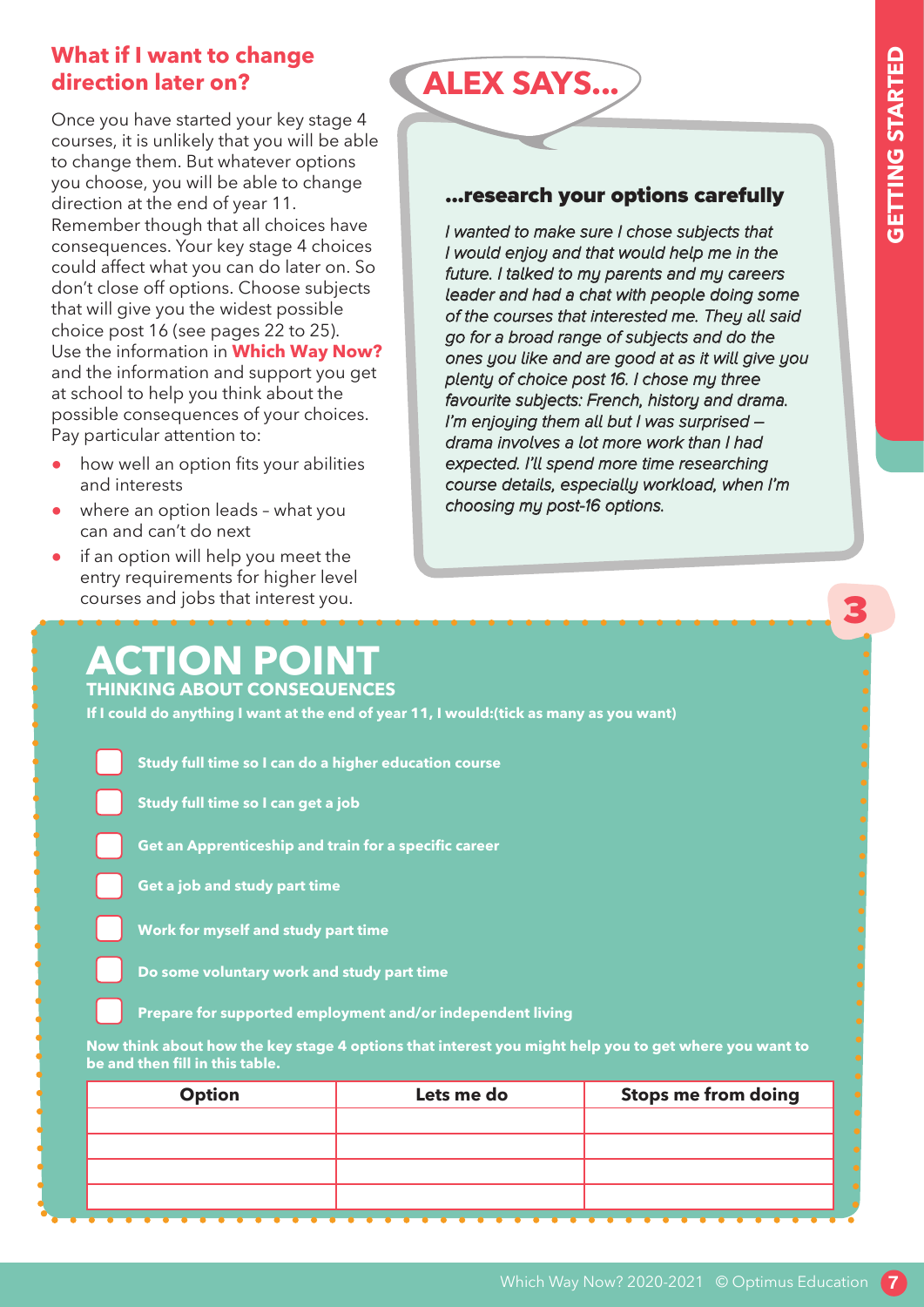## What if I want to change direction later on?

Once you have started your key stage 4 courses, it is unlikely that you will be able to change them. But whatever options you choose, you will be able to change direction at the end of year 11. Remember though that all choices have consequences. Your key stage 4 choices could affect what you can do later on. So don't close off options. Choose subjects that will give you the widest possible choice post 16 (see pages 22 to 25). Use the information in **Which Way Now?** and the information and support you get at school to help you think about the possible consequences of your choices. Pay particular attention to:

- how well an option fits your abilities and interests
- where an option leads – what you can and can't do next
- if an option will help you meet the entry requirements for higher level courses and jobs that interest you.

## ALEX SAYS...

### ...research your options carefully

*I wanted to make sure I chose subjects that I would enjoy and that would help me in the future. I talked to my parents and my careers leader and had a chat with people doing some of the courses that interested me. They all said go for a broad range of subjects and do the ones you like and are good at as it will give you plenty of choice post 16. I chose my three favourite subjects: French, history and drama. I'm enjoying them all but I was surprised – drama involves a lot more work than I had expected. I'll spend more time researching course details, especially workload, when I'm choosing my post-16 options.*

3

# ACTION POINT

### THINKING ABOUT CONSEQUENCES

**If I could do anything I want at the end of year 11, I would:(tick as many as you want)**

- [ ] Study full time so I can do a higher education course
- [ ] Study full time so I can get a job
- [ ] Get an Apprenticeship and train for a specific career
- [ ] Get a job and study part time
- [ ] Work for myself and study part time
- [ ] Do some voluntary work and study part time
- [ ] Prepare for supported employment and/or independent living

**Now think about how the key stage 4 options that interest you might help you to get where you want to be and then fill in this table.**

| Option | Lets me do | Stops me from doing |
|---|---|---|
| | | |
| | | |
| | | |
| | | |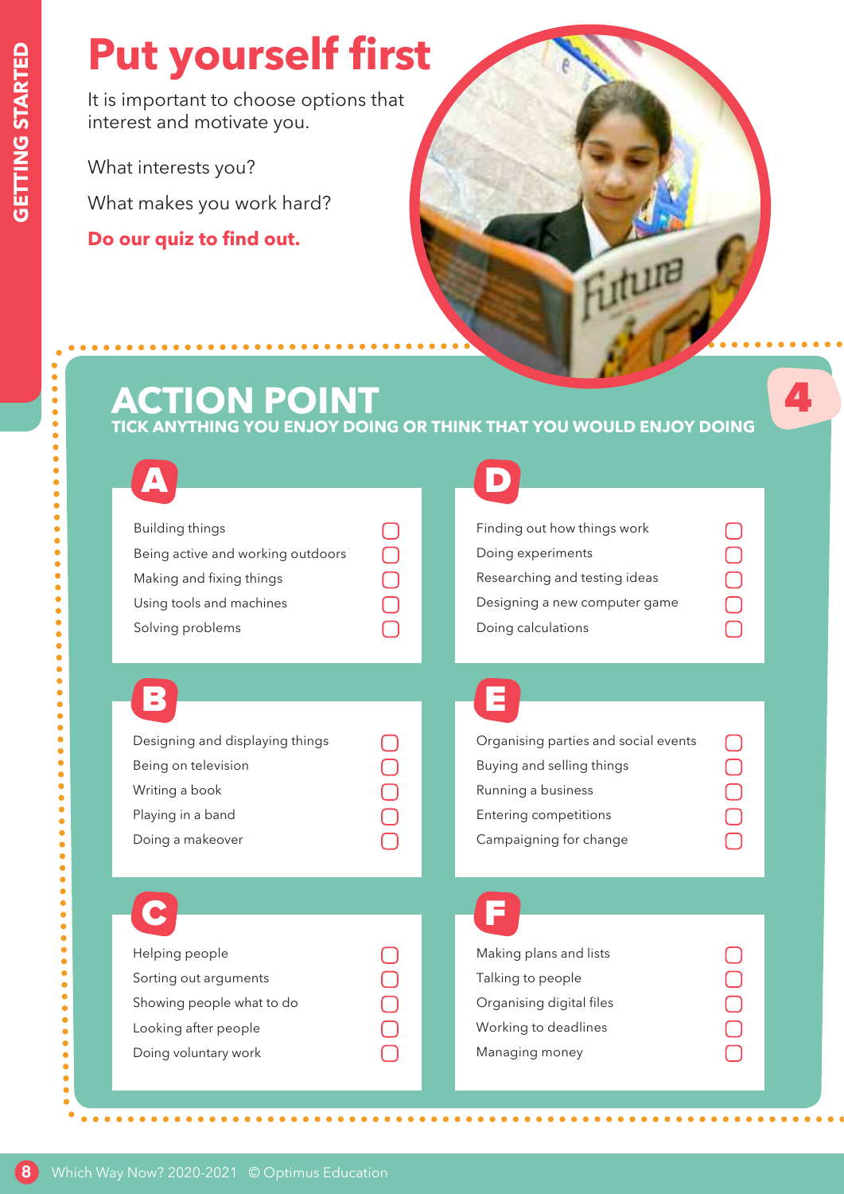# Put yourself first

It is important to choose options that interest and motivate you.

What interests you?

What makes you work hard?

**Do our quiz to find out.**

## ACTION POINT

**TICK ANYTHING YOU ENJOY DOING OR THINK THAT YOU WOULD ENJOY DOING**

### A

- Building things ☐
- Being active and working outdoors ☐
- Making and fixing things ☐
- Using tools and machines ☐
- Solving problems ☐

### B

- Designing and displaying things ☐
- Being on television ☐
- Writing a book ☐
- Playing in a band ☐
- Doing a makeover ☐

### C

- Helping people ☐
- Sorting out arguments ☐
- Showing people what to do ☐
- Looking after people ☐
- Doing voluntary work ☐

### D

- Finding out how things work ☐
- Doing experiments ☐
- Researching and testing ideas ☐
- Designing a new computer game ☐
- Doing calculations ☐

### E

- Organising parties and social events ☐
- Buying and selling things ☐
- Running a business ☐
- Entering competitions ☐
- Campaigning for change ☐

### F

- Making plans and lists ☐
- Talking to people ☐
- Organising digital files ☐
- Working to deadlines ☐
- Managing money ☐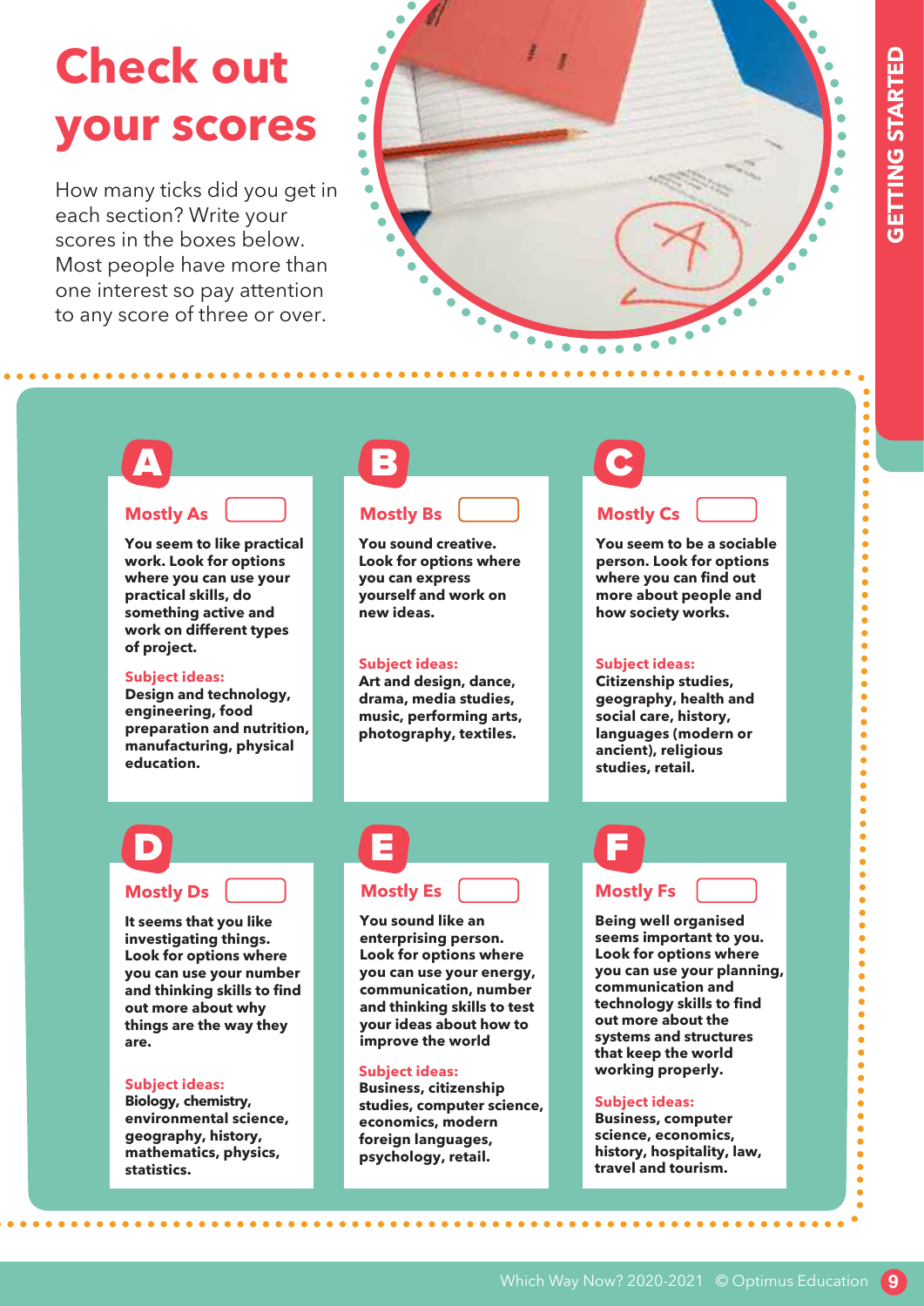# Check out your scores

How many ticks did you get in each section? Write your scores in the boxes below. Most people have more than one interest so pay attention to any score of three or over.

## A

### Mostly As

**You seem to like practical work. Look for options where you can use your practical skills, do something active and work on different types of project.**

**Subject ideas:**
**Design and technology, engineering, food preparation and nutrition, manufacturing, physical education.**

## B

### Mostly Bs

**You sound creative. Look for options where you can express yourself and work on new ideas.**

**Subject ideas:**
**Art and design, dance, drama, media studies, music, performing arts, photography, textiles.**

## C

### Mostly Cs

**You seem to be a sociable person. Look for options where you can find out more about people and how society works.**

**Subject ideas:**
**Citizenship studies, geography, health and social care, history, languages (modern or ancient), religious studies, retail.**

## D

### Mostly Ds

**It seems that you like investigating things. Look for options where you can use your number and thinking skills to find out more about why things are the way they are.**

**Subject ideas:**
**Biology, chemistry, environmental science, geography, history, mathematics, physics, statistics.**

## E

### Mostly Es

**You sound like an enterprising person. Look for options where you can use your energy, communication, number and thinking skills to test your ideas about how to improve the world**

**Subject ideas:**
**Business, citizenship studies, computer science, economics, modern foreign languages, psychology, retail.**

## F

### Mostly Fs

**Being well organised seems important to you. Look for options where you can use your planning, communication and technology skills to find out more about the systems and structures that keep the world working properly.**

**Subject ideas:**
**Business, computer science, economics, history, hospitality, law, travel and tourism.**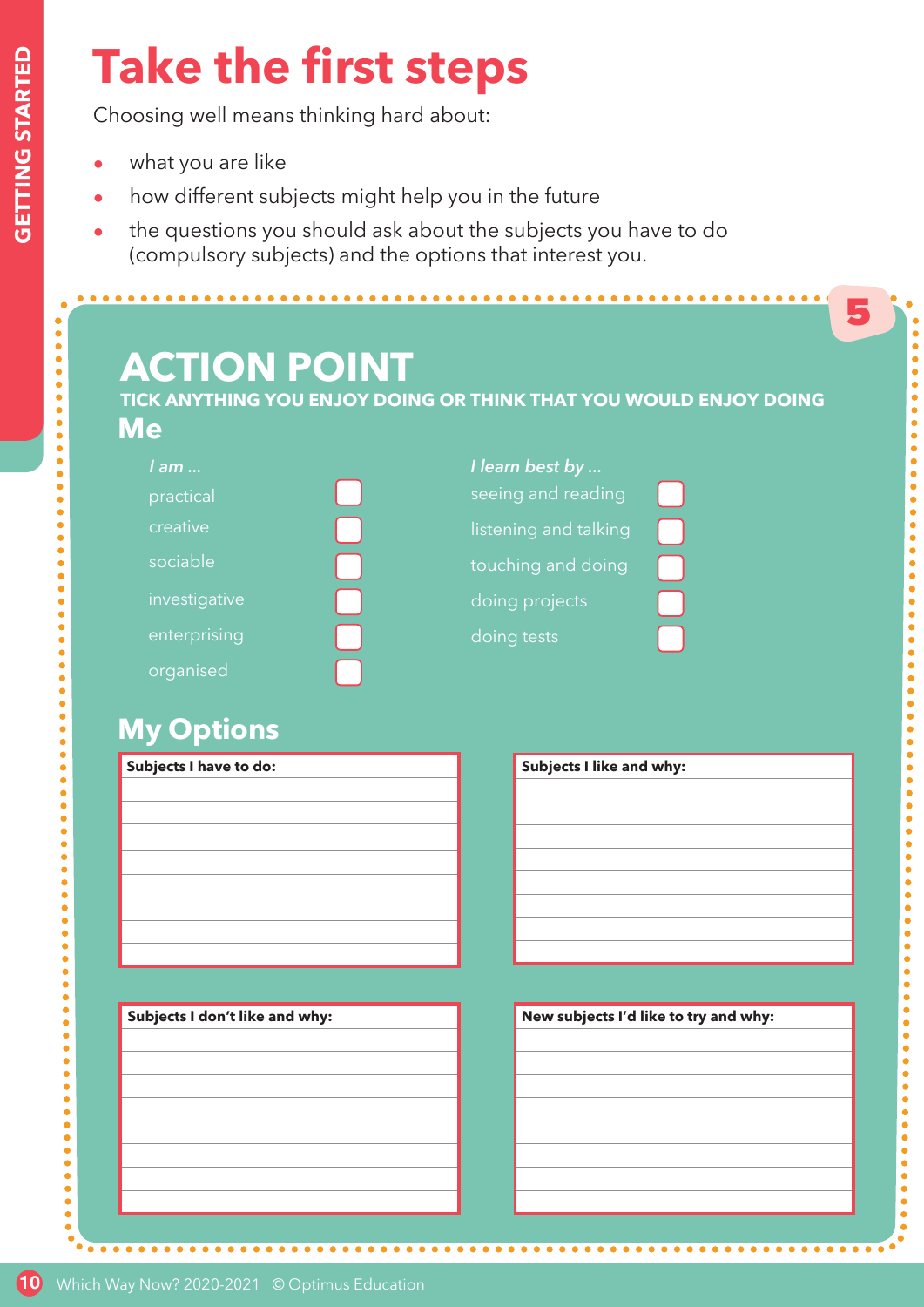# Take the first steps

Choosing well means thinking hard about:

- what you are like
- how different subjects might help you in the future
- the questions you should ask about the subjects you have to do (compulsory subjects) and the options that interest you.

5

## ACTION POINT

**TICK ANYTHING YOU ENJOY DOING OR THINK THAT YOU WOULD ENJOY DOING**

### Me

*I am ...*

- practical ☐
- creative ☐
- sociable ☐
- investigative ☐
- enterprising ☐
- organised ☐

*I learn best by ...*

- seeing and reading ☐
- listening and talking ☐
- touching and doing ☐
- doing projects ☐
- doing tests ☐

### My Options

| Subjects I have to do: |
|---|
| |
| |
| |
| |
| |
| |
| |

| Subjects I like and why: |
|---|
| |
| |
| |
| |
| |
| |
| |

| Subjects I don't like and why: |
|---|
| |
| |
| |
| |
| |
| |
| |

| New subjects I'd like to try and why: |
|---|
| |
| |
| |
| |
| |
| |
| |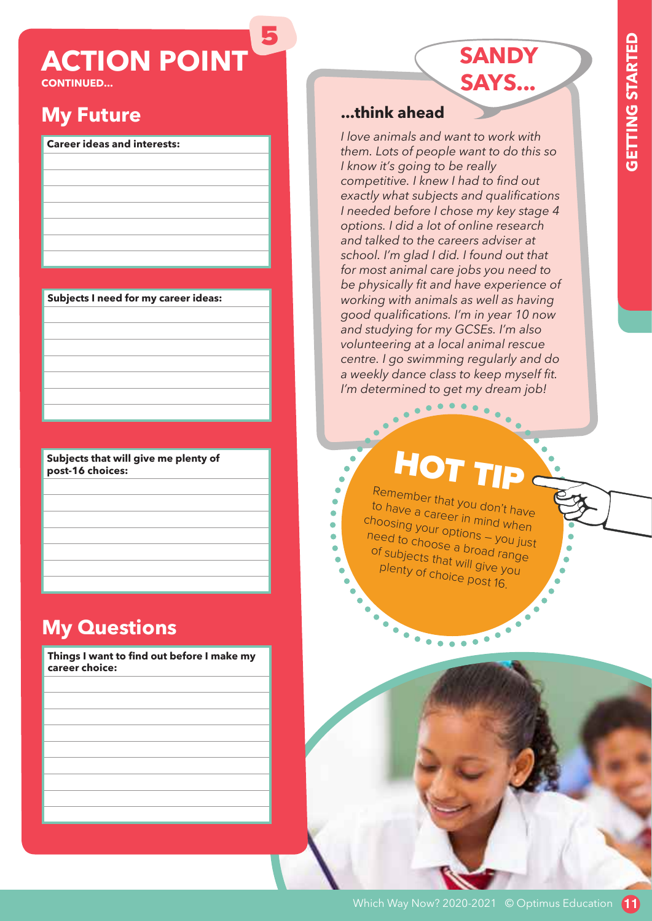# ACTION POINT 5

**CONTINUED...**

## My Future

| Career ideas and interests: |
| --- |
| |
| |
| |
| |
| |
| |

| Subjects I need for my career ideas: |
| --- |
| |
| |
| |
| |
| |
| |

| Subjects that will give me plenty of post-16 choices: |
| --- |
| |
| |
| |
| |
| |
| |

## My Questions

| Things I want to find out before I make my career choice: |
| --- |
| |
| |
| |
| |
| |
| |
| |
| |

## SANDY SAYS...

### ...think ahead

*I love animals and want to work with them. Lots of people want to do this so I know it's going to be really competitive. I knew I had to find out exactly what subjects and qualifications I needed before I chose my key stage 4 options. I did a lot of online research and talked to the careers adviser at school. I'm glad I did. I found out that for most animal care jobs you need to be physically fit and have experience of working with animals as well as having good qualifications. I'm in year 10 now and studying for my GCSEs. I'm also volunteering at a local animal rescue centre. I go swimming regularly and do a weekly dance class to keep myself fit. I'm determined to get my dream job!*

## HOT TIP

Remember that you don't have to have a career in mind when choosing your options – you just need to choose a broad range of subjects that will give you plenty of choice post 16.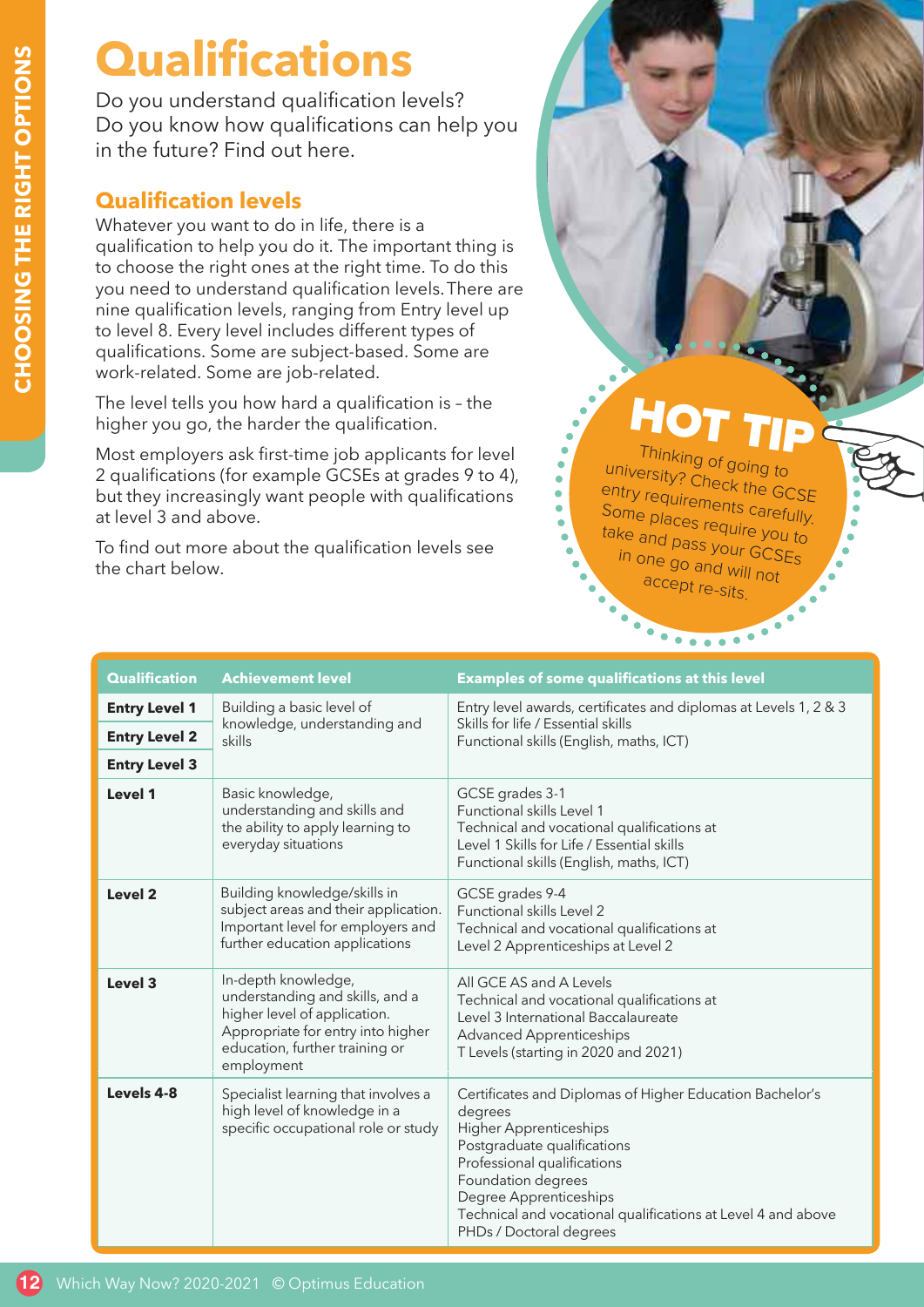# Qualifications

Do you understand qualification levels? Do you know how qualifications can help you in the future? Find out here.

## Qualification levels

Whatever you want to do in life, there is a qualification to help you do it. The important thing is to choose the right ones at the right time. To do this you need to understand qualification levels. There are nine qualification levels, ranging from Entry level up to level 8. Every level includes different types of qualifications. Some are subject-based. Some are work-related. Some are job-related.

The level tells you how hard a qualification is – the higher you go, the harder the qualification.

Most employers ask first-time job applicants for level 2 qualifications (for example GCSEs at grades 9 to 4), but they increasingly want people with qualifications at level 3 and above.

To find out more about the qualification levels see the chart below.

**HOT TIP**

Thinking of going to university? Check the GCSE entry requirements carefully. Some places require you to take and pass your GCSEs in one go and will not accept re-sits.

| Qualification | Achievement level | Examples of some qualifications at this level |
|---|---|---|
| **Entry Level 1** | Building a basic level of knowledge, understanding and skills | Entry level awards, certificates and diplomas at Levels 1, 2 & 3<br>Skills for life / Essential skills<br>Functional skills (English, maths, ICT) |
| **Entry Level 2** | | |
| **Entry Level 3** | | |
| **Level 1** | Basic knowledge, understanding and skills and the ability to apply learning to everyday situations | GCSE grades 3-1<br>Functional skills Level 1<br>Technical and vocational qualifications at Level 1 Skills for Life / Essential skills<br>Functional skills (English, maths, ICT) |
| **Level 2** | Building knowledge/skills in subject areas and their application. Important level for employers and further education applications | GCSE grades 9-4<br>Functional skills Level 2<br>Technical and vocational qualifications at Level 2 Apprenticeships at Level 2 |
| **Level 3** | In-depth knowledge, understanding and skills, and a higher level of application. Appropriate for entry into higher education, further training or employment | All GCE AS and A Levels<br>Technical and vocational qualifications at Level 3 International Baccalaureate<br>Advanced Apprenticeships<br>T Levels (starting in 2020 and 2021) |
| **Levels 4-8** | Specialist learning that involves a high level of knowledge in a specific occupational role or study | Certificates and Diplomas of Higher Education Bachelor's degrees<br>Higher Apprenticeships<br>Postgraduate qualifications<br>Professional qualifications<br>Foundation degrees<br>Degree Apprenticeships<br>Technical and vocational qualifications at Level 4 and above<br>PHDs / Doctoral degrees |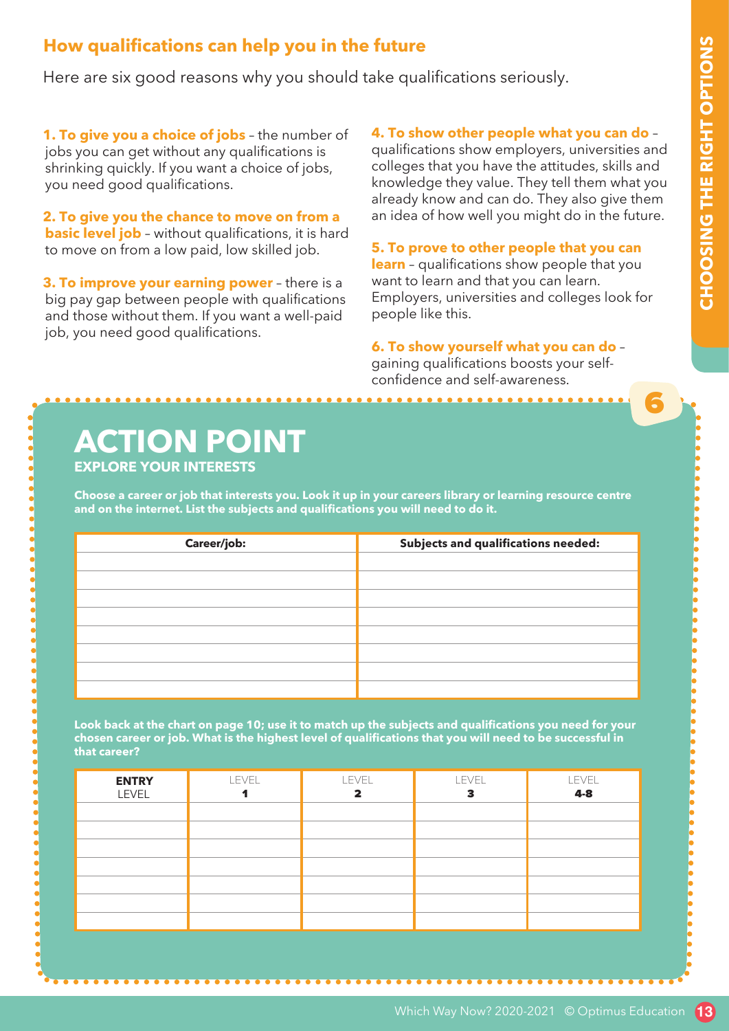## How qualifications can help you in the future

Here are six good reasons why you should take qualifications seriously.

**1. To give you a choice of jobs** – the number of jobs you can get without any qualifications is shrinking quickly. If you want a choice of jobs, you need good qualifications.

**2. To give you the chance to move on from a basic level job** – without qualifications, it is hard to move on from a low paid, low skilled job.

**3. To improve your earning power** – there is a big pay gap between people with qualifications and those without them. If you want a well-paid job, you need good qualifications.

**4. To show other people what you can do** – qualifications show employers, universities and colleges that you have the attitudes, skills and knowledge they value. They tell them what you already know and can do. They also give them an idea of how well you might do in the future.

**5. To prove to other people that you can learn** – qualifications show people that you want to learn and that you can learn. Employers, universities and colleges look for people like this.

**6. To show yourself what you can do** – gaining qualifications boosts your self-confidence and self-awareness.

# ACTION POINT 6

### EXPLORE YOUR INTERESTS

**Choose a career or job that interests you. Look it up in your careers library or learning resource centre and on the internet. List the subjects and qualifications you will need to do it.**

| Career/job: | Subjects and qualifications needed: |
|---|---|
| | |
| | |
| | |
| | |
| | |
| | |
| | |
| | |

**Look back at the chart on page 10; use it to match up the subjects and qualifications you need for your chosen career or job. What is the highest level of qualifications that you will need to be successful in that career?**

| ENTRY LEVEL | LEVEL 1 | LEVEL 2 | LEVEL 3 | LEVEL 4-8 |
|---|---|---|---|---|
| | | | | |
| | | | | |
| | | | | |
| | | | | |
| | | | | |
| | | | | |
| | | | | |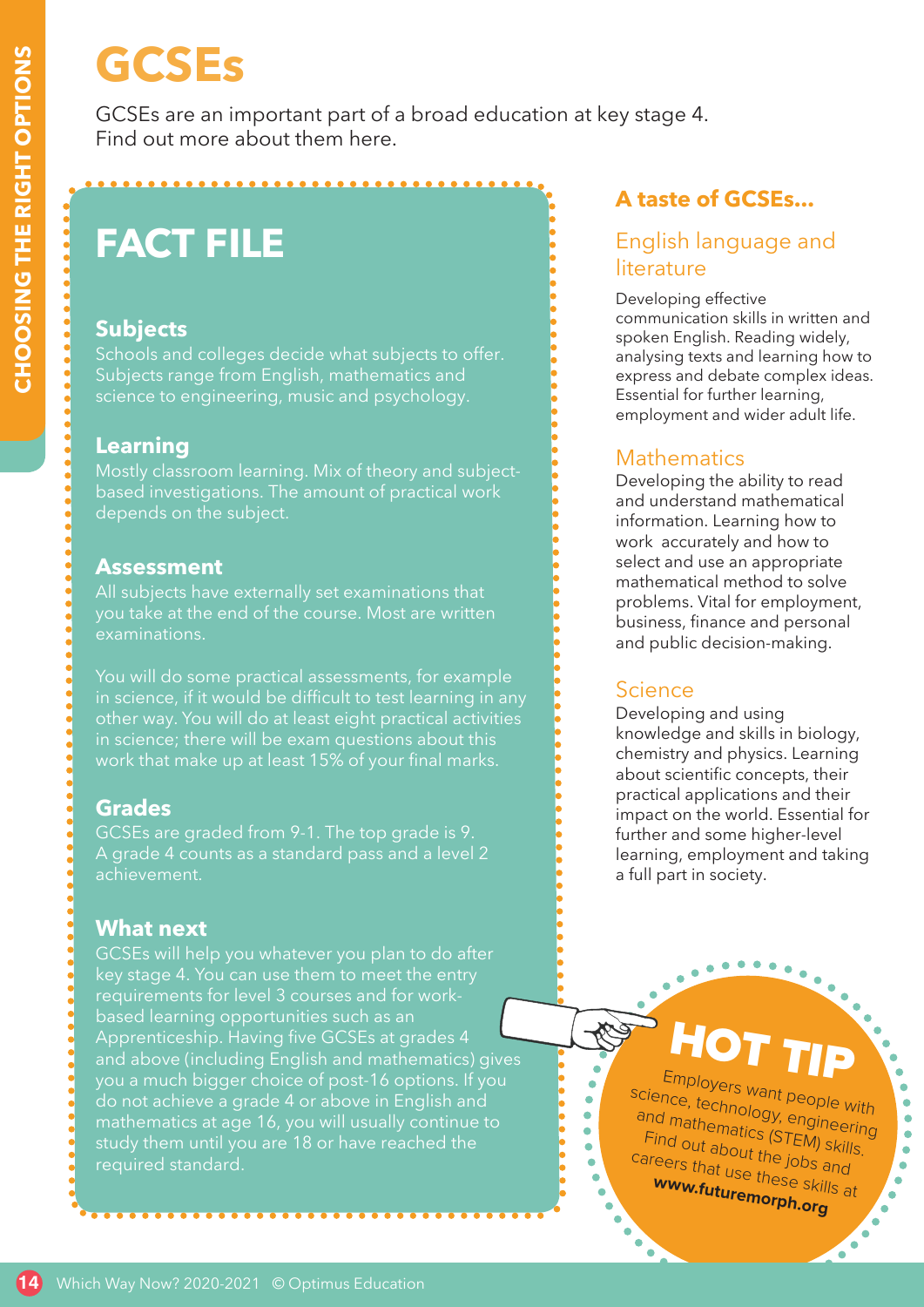# GCSEs

GCSEs are an important part of a broad education at key stage 4. Find out more about them here.

## FACT FILE

### Subjects

Schools and colleges decide what subjects to offer. Subjects range from English, mathematics and science to engineering, music and psychology.

### Learning

Mostly classroom learning. Mix of theory and subject-based investigations. The amount of practical work depends on the subject.

### Assessment

All subjects have externally set examinations that you take at the end of the course. Most are written examinations.

You will do some practical assessments, for example in science, if it would be difficult to test learning in any other way. You will do at least eight practical activities in science; there will be exam questions about this work that make up at least 15% of your final marks.

### Grades

GCSEs are graded from 9-1. The top grade is 9. A grade 4 counts as a standard pass and a level 2 achievement.

### What next

GCSEs will help you whatever you plan to do after key stage 4. You can use them to meet the entry requirements for level 3 courses and for work-based learning opportunities such as an Apprenticeship. Having five GCSEs at grades 4 and above (including English and mathematics) gives you a much bigger choice of post-16 options. If you do not achieve a grade 4 or above in English and mathematics at age 16, you will usually continue to study them until you are 18 or have reached the required standard.

## A taste of GCSEs...

### English language and literature

Developing effective communication skills in written and spoken English. Reading widely, analysing texts and learning how to express and debate complex ideas. Essential for further learning, employment and wider adult life.

### Mathematics

Developing the ability to read and understand mathematical information. Learning how to work accurately and how to select and use an appropriate mathematical method to solve problems. Vital for employment, business, finance and personal and public decision-making.

### Science

Developing and using knowledge and skills in biology, chemistry and physics. Learning about scientific concepts, their practical applications and their impact on the world. Essential for further and some higher-level learning, employment and taking a full part in society.

## HOT TIP

Employers want people with science, technology, engineering and mathematics (STEM) skills. Find out about the jobs and careers that use these skills at **www.futuremorph.org**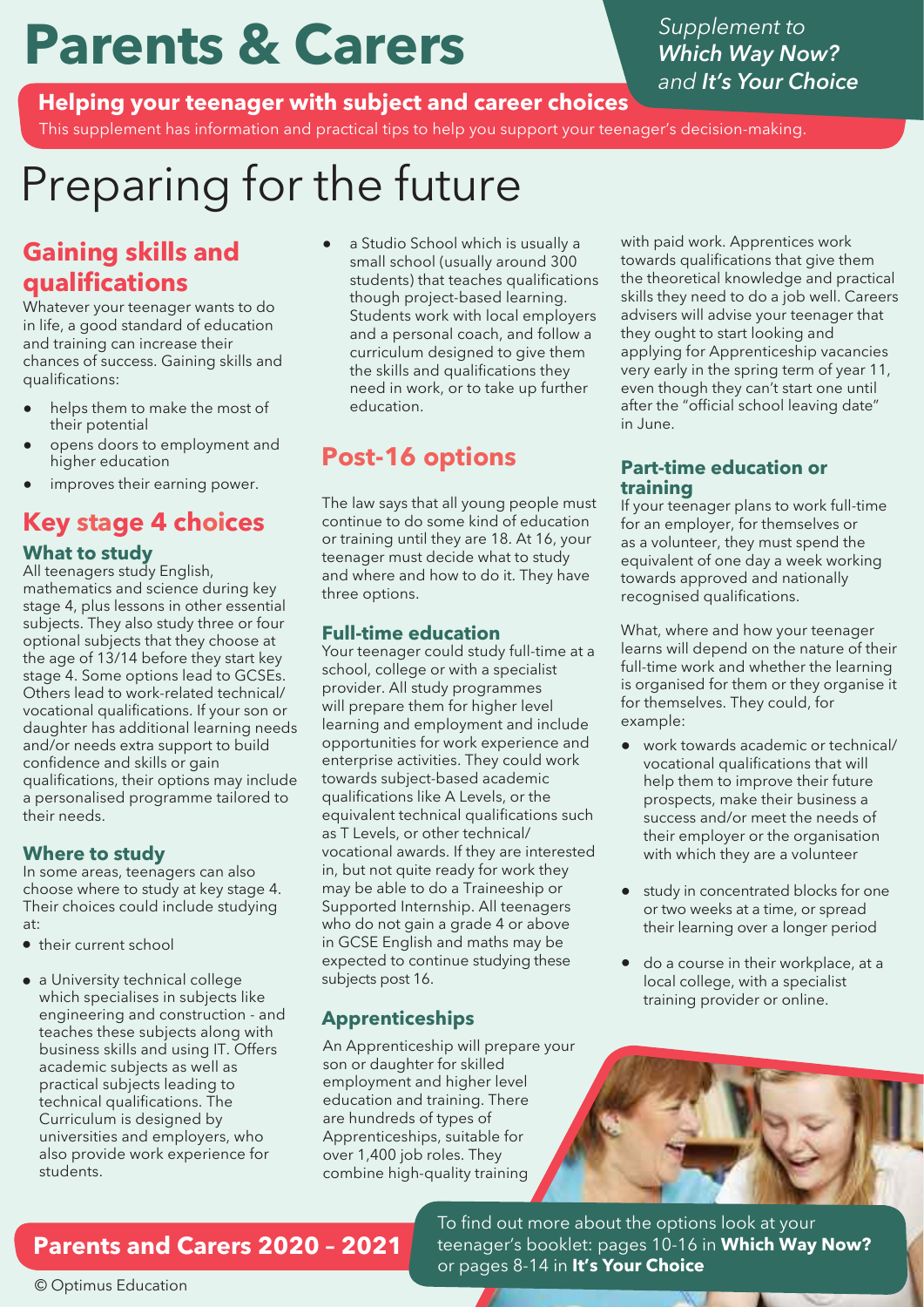# Parents & Carers

*Supplement to* ***Which Way Now?*** *and* ***It's Your Choice***

**Helping your teenager with subject and career choices**

This supplement has information and practical tips to help you support your teenager's decision-making.

# Preparing for the future

## Gaining skills and qualifications

Whatever your teenager wants to do in life, a good standard of education and training can increase their chances of success. Gaining skills and qualifications:

- helps them to make the most of their potential
- opens doors to employment and higher education
- improves their earning power.

## Key stage 4 choices

### What to study

All teenagers study English, mathematics and science during key stage 4, plus lessons in other essential subjects. They also study three or four optional subjects that they choose at the age of 13/14 before they start key stage 4. Some options lead to GCSEs. Others lead to work-related technical/ vocational qualifications. If your son or daughter has additional learning needs and/or needs extra support to build confidence and skills or gain qualifications, their options may include a personalised programme tailored to their needs.

### Where to study

In some areas, teenagers can also choose where to study at key stage 4. Their choices could include studying at:

- their current school
- a University technical college which specialises in subjects like engineering and construction - and teaches these subjects along with business skills and using IT. Offers academic subjects as well as practical subjects leading to technical qualifications. The Curriculum is designed by universities and employers, who also provide work experience for students.
- a Studio School which is usually a small school (usually around 300 students) that teaches qualifications though project-based learning. Students work with local employers and a personal coach, and follow a curriculum designed to give them the skills and qualifications they need in work, or to take up further education.

## Post-16 options

The law says that all young people must continue to do some kind of education or training until they are 18. At 16, your teenager must decide what to study and where and how to do it. They have three options.

### Full-time education

Your teenager could study full-time at a school, college or with a specialist provider. All study programmes will prepare them for higher level learning and employment and include opportunities for work experience and enterprise activities. They could work towards subject-based academic qualifications like A Levels, or the equivalent technical qualifications such as T Levels, or other technical/ vocational awards. If they are interested in, but not quite ready for work they may be able to do a Traineeship or Supported Internship. All teenagers who do not gain a grade 4 or above in GCSE English and maths may be expected to continue studying these subjects post 16.

### Apprenticeships

An Apprenticeship will prepare your son or daughter for skilled employment and higher level education and training. There are hundreds of types of Apprenticeships, suitable for over 1,400 job roles. They combine high-quality training with paid work. Apprentices work towards qualifications that give them the theoretical knowledge and practical skills they need to do a job well. Careers advisers will advise your teenager that they ought to start looking and applying for Apprenticeship vacancies very early in the spring term of year 11, even though they can't start one until after the "official school leaving date" in June.

### Part-time education or training

If your teenager plans to work full-time for an employer, for themselves or as a volunteer, they must spend the equivalent of one day a week working towards approved and nationally recognised qualifications.

What, where and how your teenager learns will depend on the nature of their full-time work and whether the learning is organised for them or they organise it for themselves. They could, for example:

- work towards academic or technical/ vocational qualifications that will help them to improve their future prospects, make their business a success and/or meet the needs of their employer or the organisation with which they are a volunteer
- study in concentrated blocks for one or two weeks at a time, or spread their learning over a longer period
- do a course in their workplace, at a local college, with a specialist training provider or online.

**Parents and Carers 2020 – 2021**

To find out more about the options look at your teenager's booklet: pages 10-16 in **Which Way Now?** or pages 8-14 in **It's Your Choice**

© Optimus Education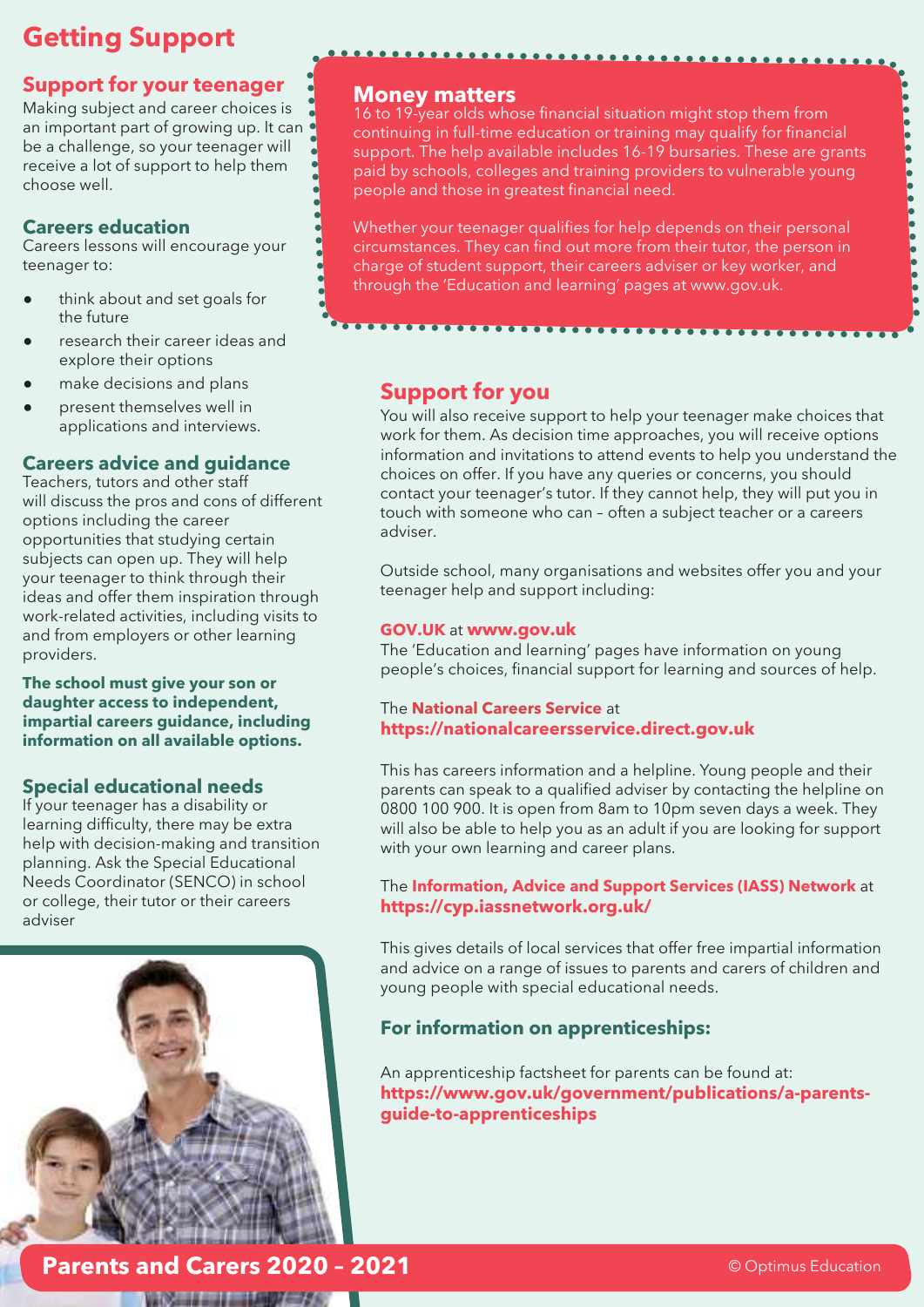# Getting Support

## Support for your teenager

Making subject and career choices is an important part of growing up. It can be a challenge, so your teenager will receive a lot of support to help them choose well.

### Careers education

Careers lessons will encourage your teenager to:

- think about and set goals for the future
- research their career ideas and explore their options
- make decisions and plans
- present themselves well in applications and interviews.

### Careers advice and guidance

Teachers, tutors and other staff will discuss the pros and cons of different options including the career opportunities that studying certain subjects can open up. They will help your teenager to think through their ideas and offer them inspiration through work-related activities, including visits to and from employers or other learning providers.

**The school must give your son or daughter access to independent, impartial careers guidance, including information on all available options.**

### Special educational needs

If your teenager has a disability or learning difficulty, there may be extra help with decision-making and transition planning. Ask the Special Educational Needs Coordinator (SENCO) in school or college, their tutor or their careers adviser

## Money matters

16 to 19-year olds whose financial situation might stop them from continuing in full-time education or training may qualify for financial support. The help available includes 16-19 bursaries. These are grants paid by schools, colleges and training providers to vulnerable young people and those in greatest financial need.

Whether your teenager qualifies for help depends on their personal circumstances. They can find out more from their tutor, the person in charge of student support, their careers adviser or key worker, and through the 'Education and learning' pages at www.gov.uk.

## Support for you

You will also receive support to help your teenager make choices that work for them. As decision time approaches, you will receive options information and invitations to attend events to help you understand the choices on offer. If you have any queries or concerns, you should contact your teenager's tutor. If they cannot help, they will put you in touch with someone who can – often a subject teacher or a careers adviser.

Outside school, many organisations and websites offer you and your teenager help and support including:

**GOV.UK** at **www.gov.uk**
The 'Education and learning' pages have information on young people's choices, financial support for learning and sources of help.

The **National Careers Service** at
**https://nationalcareersservice.direct.gov.uk**

This has careers information and a helpline. Young people and their parents can speak to a qualified adviser by contacting the helpline on 0800 100 900. It is open from 8am to 10pm seven days a week. They will also be able to help you as an adult if you are looking for support with your own learning and career plans.

The **Information, Advice and Support Services (IASS) Network** at
**https://cyp.iassnetwork.org.uk/**

This gives details of local services that offer free impartial information and advice on a range of issues to parents and carers of children and young people with special educational needs.

### For information on apprenticeships:

An apprenticeship factsheet for parents can be found at:
**https://www.gov.uk/government/publications/a-parents-guide-to-apprenticeships**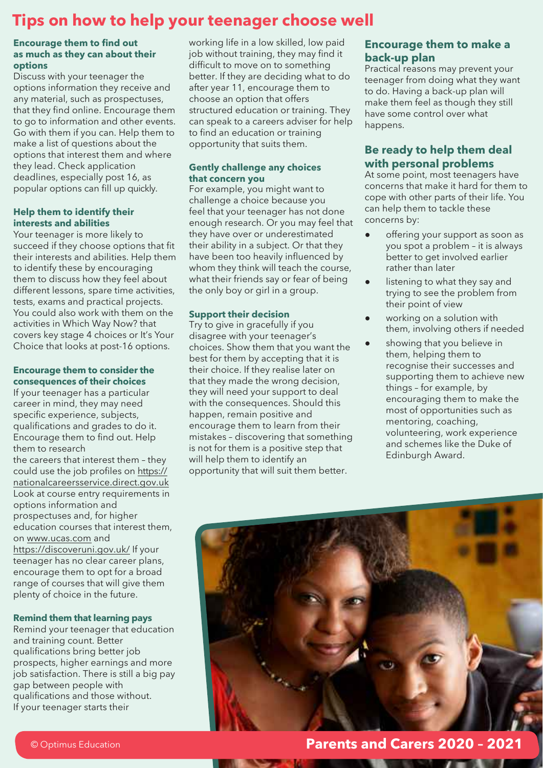# Tips on how to help your teenager choose well

### Encourage them to find out as much as they can about their options

Discuss with your teenager the options information they receive and any material, such as prospectuses, that they find online. Encourage them to go to information and other events. Go with them if you can. Help them to make a list of questions about the options that interest them and where they lead. Check application deadlines, especially post 16, as popular options can fill up quickly.

### Help them to identify their interests and abilities

Your teenager is more likely to succeed if they choose options that fit their interests and abilities. Help them to identify these by encouraging them to discuss how they feel about different lessons, spare time activities, tests, exams and practical projects. You could also work with them on the activities in Which Way Now? that covers key stage 4 choices or It's Your Choice that looks at post-16 options.

### Encourage them to consider the consequences of their choices

If your teenager has a particular career in mind, they may need specific experience, subjects, qualifications and grades to do it. Encourage them to find out. Help them to research the careers that interest them – they could use the job profiles on https://nationalcareersservice.direct.gov.uk Look at course entry requirements in options information and prospectuses and, for higher education courses that interest them, on www.ucas.com and https://discoveruni.gov.uk/ If your teenager has no clear career plans, encourage them to opt for a broad range of courses that will give them plenty of choice in the future.

### Remind them that learning pays

Remind your teenager that education and training count. Better qualifications bring better job prospects, higher earnings and more job satisfaction. There is still a big pay gap between people with qualifications and those without. If your teenager starts their working life in a low skilled, low paid job without training, they may find it difficult to move on to something better. If they are deciding what to do after year 11, encourage them to choose an option that offers structured education or training. They can speak to a careers adviser for help to find an education or training opportunity that suits them.

### Gently challenge any choices that concern you

For example, you might want to challenge a choice because you feel that your teenager has not done enough research. Or you may feel that they have over or underestimated their ability in a subject. Or that they have been too heavily influenced by whom they think will teach the course, what their friends say or fear of being the only boy or girl in a group.

### Support their decision

Try to give in gracefully if you disagree with your teenager's choices. Show them that you want the best for them by accepting that it is their choice. If they realise later on that they made the wrong decision, they will need your support to deal with the consequences. Should this happen, remain positive and encourage them to learn from their mistakes – discovering that something is not for them is a positive step that will help them to identify an opportunity that will suit them better.

## Encourage them to make a back-up plan

Practical reasons may prevent your teenager from doing what they want to do. Having a back-up plan will make them feel as though they still have some control over what happens.

## Be ready to help them deal with personal problems

At some point, most teenagers have concerns that make it hard for them to cope with other parts of their life. You can help them to tackle these concerns by:

- offering your support as soon as you spot a problem – it is always better to get involved earlier rather than later
- listening to what they say and trying to see the problem from their point of view
- working on a solution with them, involving others if needed
- showing that you believe in them, helping them to recognise their successes and supporting them to achieve new things – for example, by encouraging them to make the most of opportunities such as mentoring, coaching, volunteering, work experience and schemes like the Duke of Edinburgh Award.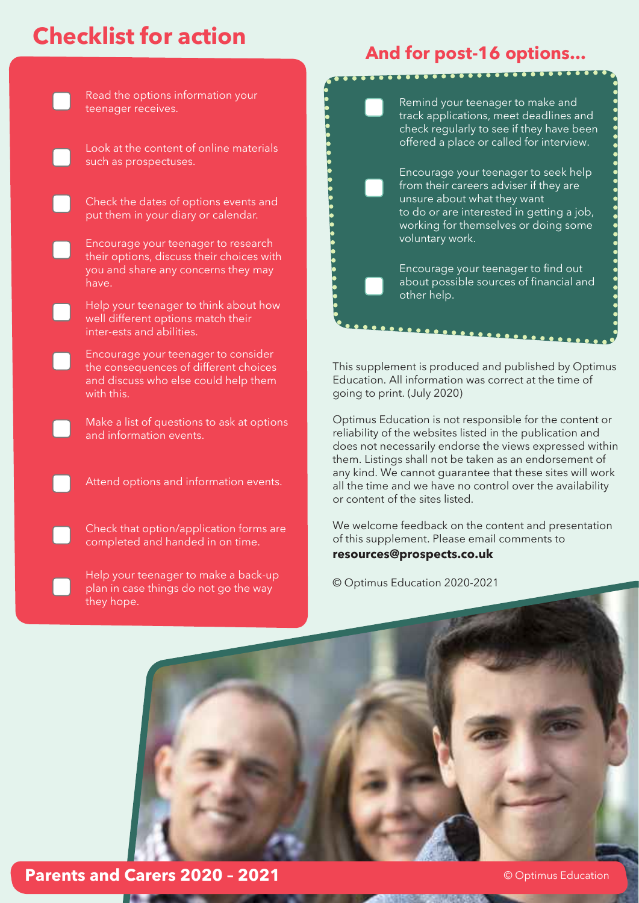# Checklist for action

- [ ] Read the options information your teenager receives.
- [ ] Look at the content of online materials such as prospectuses.
- [ ] Check the dates of options events and put them in your diary or calendar.
- [ ] Encourage your teenager to research their options, discuss their choices with you and share any concerns they may have.
- [ ] Help your teenager to think about how well different options match their inter-ests and abilities.
- [ ] Encourage your teenager to consider the consequences of different choices and discuss who else could help them with this.
- [ ] Make a list of questions to ask at options and information events.
- [ ] Attend options and information events.
- [ ] Check that option/application forms are completed and handed in on time.
- [ ] Help your teenager to make a back-up plan in case things do not go the way they hope.

## And for post-16 options...

- [ ] Remind your teenager to make and track applications, meet deadlines and check regularly to see if they have been offered a place or called for interview.
- [ ] Encourage your teenager to seek help from their careers adviser if they are unsure about what they want to do or are interested in getting a job, working for themselves or doing some voluntary work.
- [ ] Encourage your teenager to find out about possible sources of financial and other help.

This supplement is produced and published by Optimus Education. All information was correct at the time of going to print. (July 2020)

Optimus Education is not responsible for the content or reliability of the websites listed in the publication and does not necessarily endorse the views expressed within them. Listings shall not be taken as an endorsement of any kind. We cannot guarantee that these sites will work all the time and we have no control over the availability or content of the sites listed.

We welcome feedback on the content and presentation of this supplement. Please email comments to **resources@prospects.co.uk**

© Optimus Education 2020-2021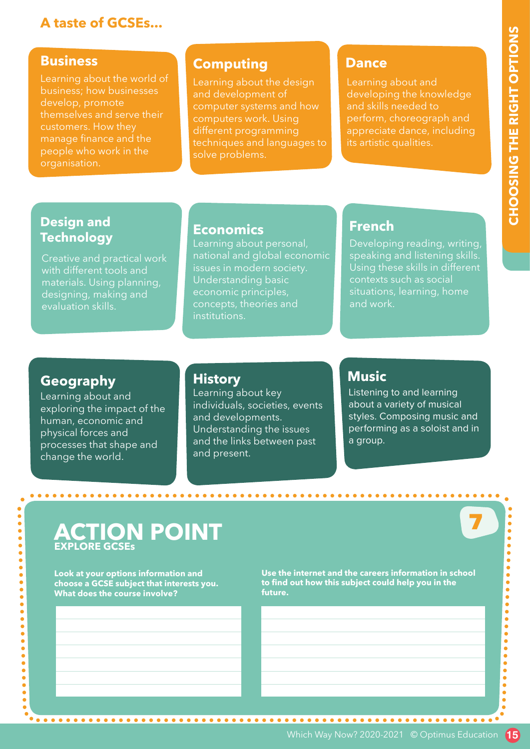## A taste of GCSEs...

### Business

Learning about the world of business; how businesses develop, promote themselves and serve their customers. How they manage finance and the people who work in the organisation.

### Computing

Learning about the design and development of computer systems and how computers work. Using different programming techniques and languages to solve problems.

### Dance

Learning about and developing the knowledge and skills needed to perform, choreograph and appreciate dance, including its artistic qualities.

### Design and Technology

Creative and practical work with different tools and materials. Using planning, designing, making and evaluation skills.

### Economics

Learning about personal, national and global economic issues in modern society. Understanding basic economic principles, concepts, theories and institutions.

### French

Developing reading, writing, speaking and listening skills. Using these skills in different contexts such as social situations, learning, home and work.

### Geography

Learning about and exploring the impact of the human, economic and physical forces and processes that shape and change the world.

### History

Learning about key individuals, societies, events and developments. Understanding the issues and the links between past and present.

### Music

Listening to and learning about a variety of musical styles. Composing music and performing as a soloist and in a group.

## ACTION POINT 7

**EXPLORE GCSEs**

**Look at your options information and choose a GCSE subject that interests you. What does the course involve?**

**Use the internet and the careers information in school to find out how this subject could help you in the future.**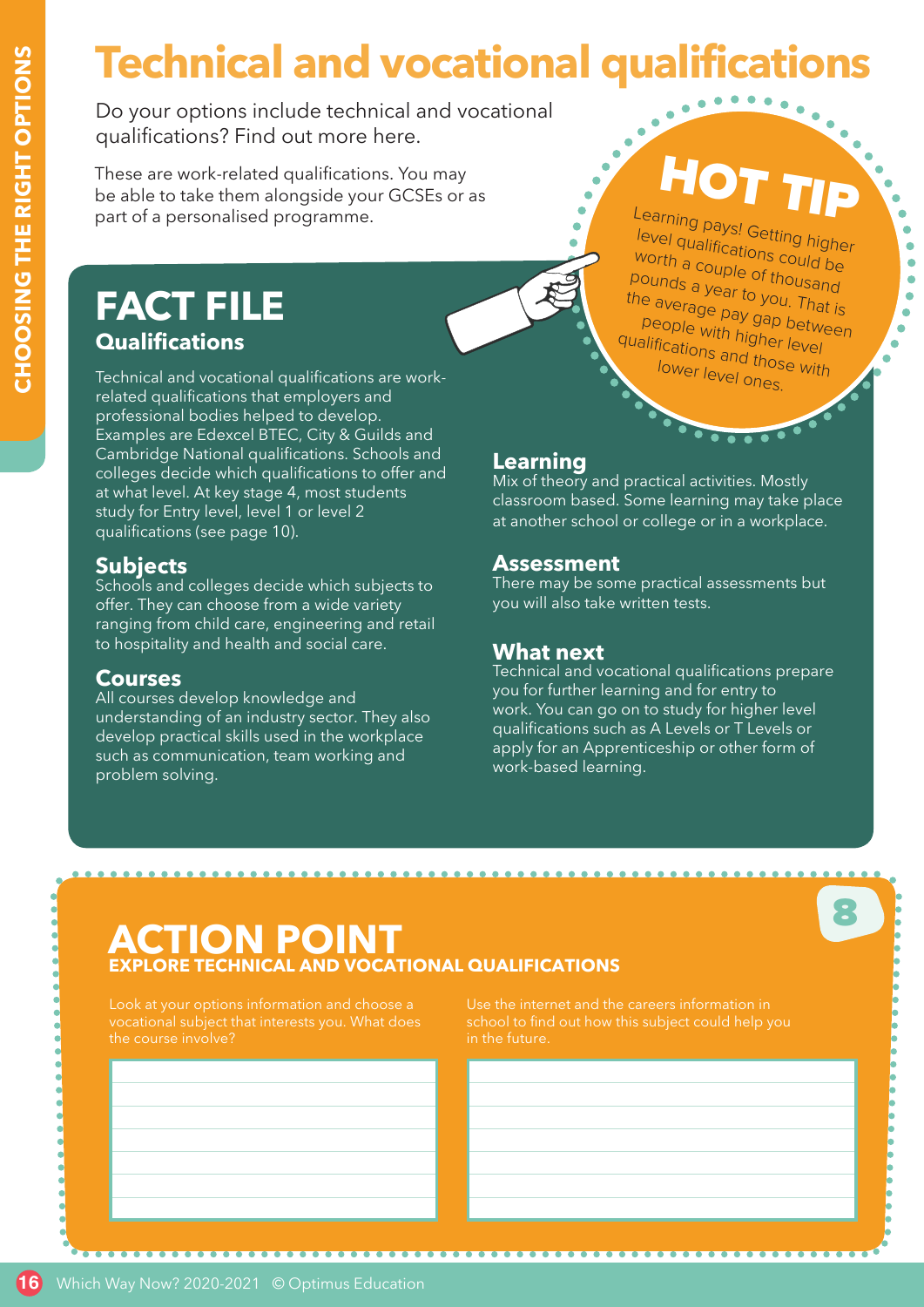# Technical and vocational qualifications

Do your options include technical and vocational qualifications? Find out more here.

These are work-related qualifications. You may be able to take them alongside your GCSEs or as part of a personalised programme.

## HOT TIP

Learning pays! Getting higher level qualifications could be worth a couple of thousand pounds a year to you. That is the average pay gap between people with higher level qualifications and those with lower level ones.

## FACT FILE

### Qualifications

Technical and vocational qualifications are work-related qualifications that employers and professional bodies helped to develop. Examples are Edexcel BTEC, City & Guilds and Cambridge National qualifications. Schools and colleges decide which qualifications to offer and at what level. At key stage 4, most students study for Entry level, level 1 or level 2 qualifications (see page 10).

### Subjects

Schools and colleges decide which subjects to offer. They can choose from a wide variety ranging from child care, engineering and retail to hospitality and health and social care.

### Courses

All courses develop knowledge and understanding of an industry sector. They also develop practical skills used in the workplace such as communication, team working and problem solving.

### Learning

Mix of theory and practical activities. Mostly classroom based. Some learning may take place at another school or college or in a workplace.

### Assessment

There may be some practical assessments but you will also take written tests.

### What next

Technical and vocational qualifications prepare you for further learning and for entry to work. You can go on to study for higher level qualifications such as A Levels or T Levels or apply for an Apprenticeship or other form of work-based learning.

## ACTION POINT 8

### EXPLORE TECHNICAL AND VOCATIONAL QUALIFICATIONS

Look at your options information and choose a vocational subject that interests you. What does the course involve?

Use the internet and the careers information in school to find out how this subject could help you in the future.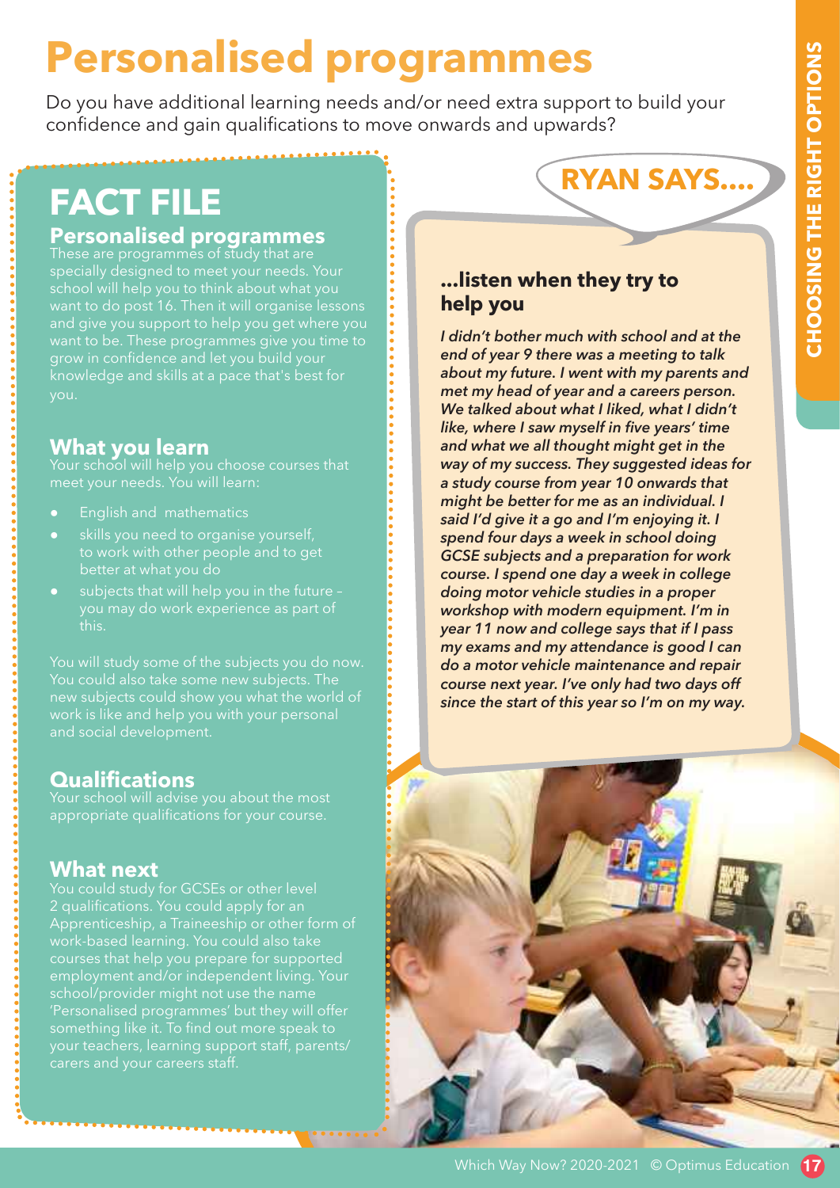# Personalised programmes

Do you have additional learning needs and/or need extra support to build your confidence and gain qualifications to move onwards and upwards?

## FACT FILE

### Personalised programmes

These are programmes of study that are specially designed to meet your needs. Your school will help you to think about what you want to do post 16. Then it will organise lessons and give you support to help you get where you want to be. These programmes give you time to grow in confidence and let you build your knowledge and skills at a pace that's best for you.

### What you learn

Your school will help you choose courses that meet your needs. You will learn:

- English and mathematics
- skills you need to organise yourself, to work with other people and to get better at what you do
- subjects that will help you in the future – you may do work experience as part of this.

You will study some of the subjects you do now. You could also take some new subjects. The new subjects could show you what the world of work is like and help you with your personal and social development.

### Qualifications

Your school will advise you about the most appropriate qualifications for your course.

### What next

You could study for GCSEs or other level 2 qualifications. You could apply for an Apprenticeship, a Traineeship or other form of work-based learning. You could also take courses that help you prepare for supported employment and/or independent living. Your school/provider might not use the name 'Personalised programmes' but they will offer something like it. To find out more speak to your teachers, learning support staff, parents/carers and your careers staff.

## RYAN SAYS....

### ...listen when they try to help you

*I didn't bother much with school and at the end of year 9 there was a meeting to talk about my future. I went with my parents and met my head of year and a careers person. We talked about what I liked, what I didn't like, where I saw myself in five years' time and what we all thought might get in the way of my success. They suggested ideas for a study course from year 10 onwards that might be better for me as an individual. I said I'd give it a go and I'm enjoying it. I spend four days a week in school doing GCSE subjects and a preparation for work course. I spend one day a week in college doing motor vehicle studies in a proper workshop with modern equipment. I'm in year 11 now and college says that if I pass my exams and my attendance is good I can do a motor vehicle maintenance and repair course next year. I've only had two days off since the start of this year so I'm on my way.*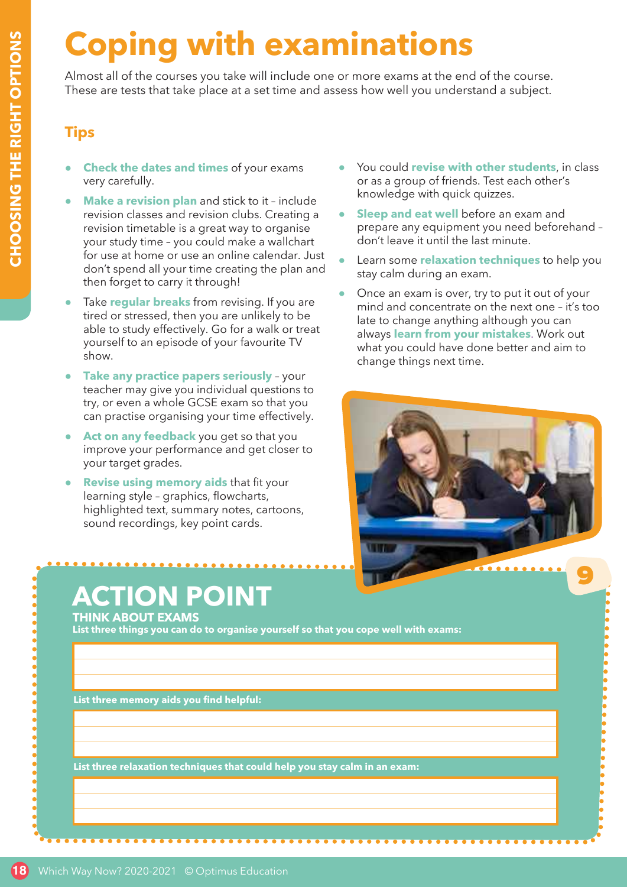# Coping with examinations

Almost all of the courses you take will include one or more exams at the end of the course. These are tests that take place at a set time and assess how well you understand a subject.

## Tips

- **Check the dates and times** of your exams very carefully.
- **Make a revision plan** and stick to it – include revision classes and revision clubs. Creating a revision timetable is a great way to organise your study time – you could make a wallchart for use at home or use an online calendar. Just don't spend all your time creating the plan and then forget to carry it through!
- Take **regular breaks** from revising. If you are tired or stressed, then you are unlikely to be able to study effectively. Go for a walk or treat yourself to an episode of your favourite TV show.
- **Take any practice papers seriously** – your teacher may give you individual questions to try, or even a whole GCSE exam so that you can practise organising your time effectively.
- **Act on any feedback** you get so that you improve your performance and get closer to your target grades.
- **Revise using memory aids** that fit your learning style – graphics, flowcharts, highlighted text, summary notes, cartoons, sound recordings, key point cards.
- You could **revise with other students**, in class or as a group of friends. Test each other's knowledge with quick quizzes.
- **Sleep and eat well** before an exam and prepare any equipment you need beforehand – don't leave it until the last minute.
- Learn some **relaxation techniques** to help you stay calm during an exam.
- Once an exam is over, try to put it out of your mind and concentrate on the next one – it's too late to change anything although you can always **learn from your mistakes**. Work out what you could have done better and aim to change things next time.

## ACTION POINT 9

**THINK ABOUT EXAMS**

**List three things you can do to organise yourself so that you cope well with exams:**

**List three memory aids you find helpful:**

**List three relaxation techniques that could help you stay calm in an exam:**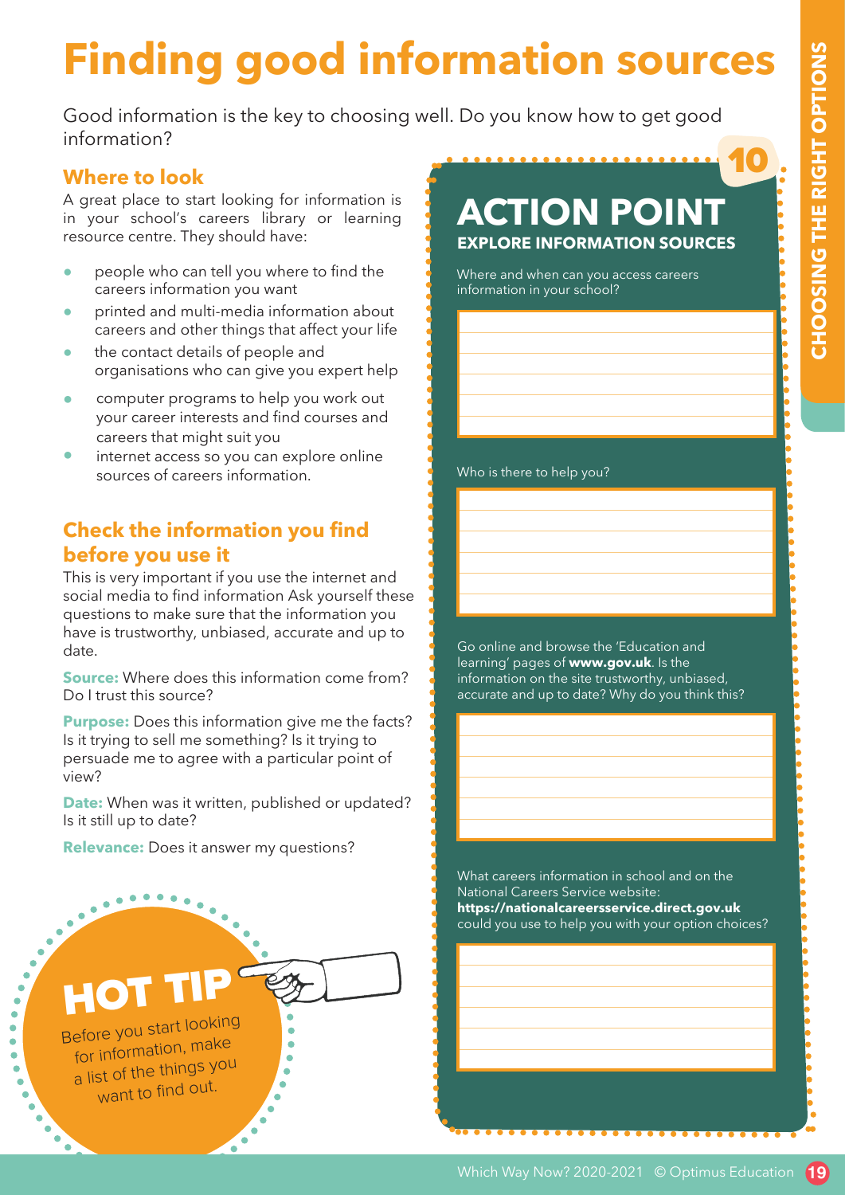# Finding good information sources

Good information is the key to choosing well. Do you know how to get good information?

### Where to look

A great place to start looking for information is in your school's careers library or learning resource centre. They should have:

- people who can tell you where to find the careers information you want
- printed and multi-media information about careers and other things that affect your life
- the contact details of people and organisations who can give you expert help
- computer programs to help you work out your career interests and find courses and careers that might suit you
- internet access so you can explore online sources of careers information.

### Check the information you find before you use it

This is very important if you use the internet and social media to find information Ask yourself these questions to make sure that the information you have is trustworthy, unbiased, accurate and up to date.

**Source:** Where does this information come from? Do I trust this source?

**Purpose:** Does this information give me the facts? Is it trying to sell me something? Is it trying to persuade me to agree with a particular point of view?

**Date:** When was it written, published or updated? Is it still up to date?

**Relevance:** Does it answer my questions?

**HOT TIP**

Before you start looking for information, make a list of the things you want to find out.

## 10 ACTION POINT

**EXPLORE INFORMATION SOURCES**

Where and when can you access careers information in your school?

Who is there to help you?

Go online and browse the 'Education and learning' pages of **www.gov.uk**. Is the information on the site trustworthy, unbiased, accurate and up to date? Why do you think this?

What careers information in school and on the National Careers Service website: **https://nationalcareersservice.direct.gov.uk** could you use to help you with your option choices?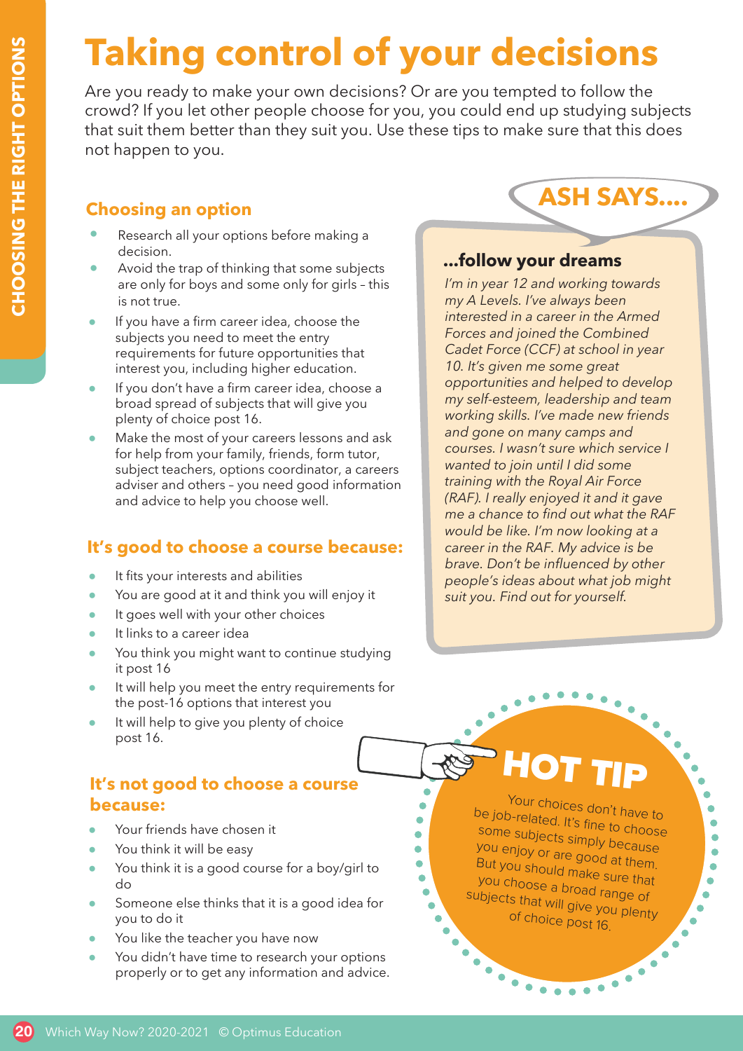# Taking control of your decisions

Are you ready to make your own decisions? Or are you tempted to follow the crowd? If you let other people choose for you, you could end up studying subjects that suit them better than they suit you. Use these tips to make sure that this does not happen to you.

## Choosing an option

- Research all your options before making a decision.
- Avoid the trap of thinking that some subjects are only for boys and some only for girls – this is not true.
- If you have a firm career idea, choose the subjects you need to meet the entry requirements for future opportunities that interest you, including higher education.
- If you don't have a firm career idea, choose a broad spread of subjects that will give you plenty of choice post 16.
- Make the most of your careers lessons and ask for help from your family, friends, form tutor, subject teachers, options coordinator, a careers adviser and others – you need good information and advice to help you choose well.

## It's good to choose a course because:

- It fits your interests and abilities
- You are good at it and think you will enjoy it
- It goes well with your other choices
- It links to a career idea
- You think you might want to continue studying it post 16
- It will help you meet the entry requirements for the post-16 options that interest you
- It will help to give you plenty of choice post 16.

## It's not good to choose a course because:

- Your friends have chosen it
- You think it will be easy
- You think it is a good course for a boy/girl to do
- Someone else thinks that it is a good idea for you to do it
- You like the teacher you have now
- You didn't have time to research your options properly or to get any information and advice.

## ASH SAYS....

### ...follow your dreams

*I'm in year 12 and working towards my A Levels. I've always been interested in a career in the Armed Forces and joined the Combined Cadet Force (CCF) at school in year 10. It's given me some great opportunities and helped to develop my self-esteem, leadership and team working skills. I've made new friends and gone on many camps and courses. I wasn't sure which service I wanted to join until I did some training with the Royal Air Force (RAF). I really enjoyed it and it gave me a chance to find out what the RAF would be like. I'm now looking at a career in the RAF. My advice is be brave. Don't be influenced by other people's ideas about what job might suit you. Find out for yourself.*

## HOT TIP

Your choices don't have to be job-related. It's fine to choose some subjects simply because you enjoy or are good at them. But you should make sure that you choose a broad range of subjects that will give you plenty of choice post 16.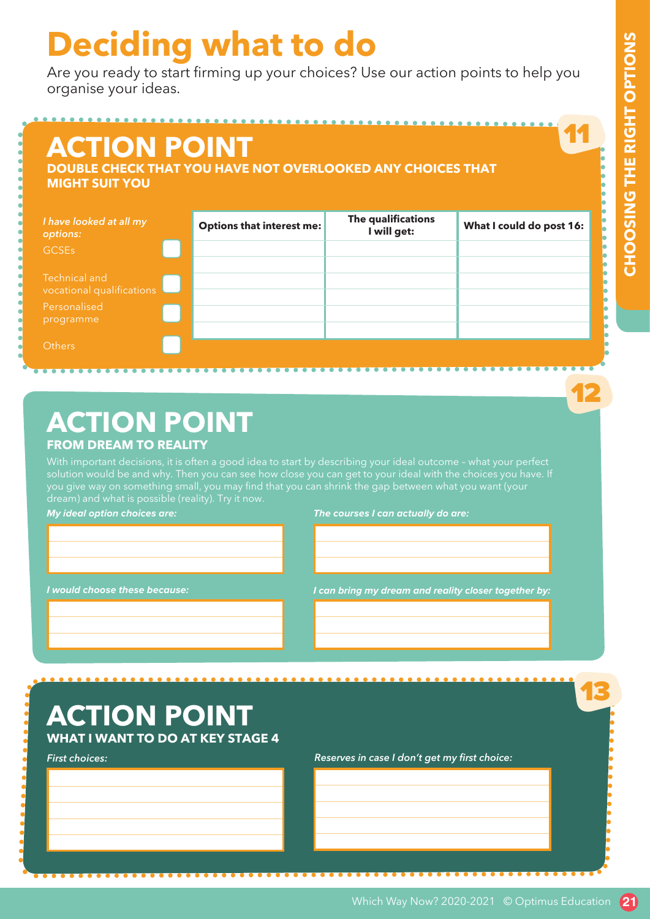# Deciding what to do

Are you ready to start firming up your choices? Use our action points to help you organise your ideas.

## ACTION POINT 11

**DOUBLE CHECK THAT YOU HAVE NOT OVERLOOKED ANY CHOICES THAT MIGHT SUIT YOU**

*I have looked at all my options:*

- GCSEs ☐
- Technical and vocational qualifications ☐
- Personalised programme ☐
- Others ☐

| Options that interest me: | The qualifications I will get: | What I could do post 16: |
|---|---|---|
| | | |
| | | |
| | | |
| | | |
| | | |
| | | |

## ACTION POINT 12

**FROM DREAM TO REALITY**

With important decisions, it is often a good idea to start by describing your ideal outcome – what your perfect solution would be and why. Then you can see how close you can get to your ideal with the choices you have. If you give way on something small, you may find that you can shrink the gap between what you want (your dream) and what is possible (reality). Try it now.

*My ideal option choices are:*

*The courses I can actually do are:*

*I would choose these because:*

*I can bring my dream and reality closer together by:*

## ACTION POINT 13

**WHAT I WANT TO DO AT KEY STAGE 4**

*First choices:*

*Reserves in case I don't get my first choice:*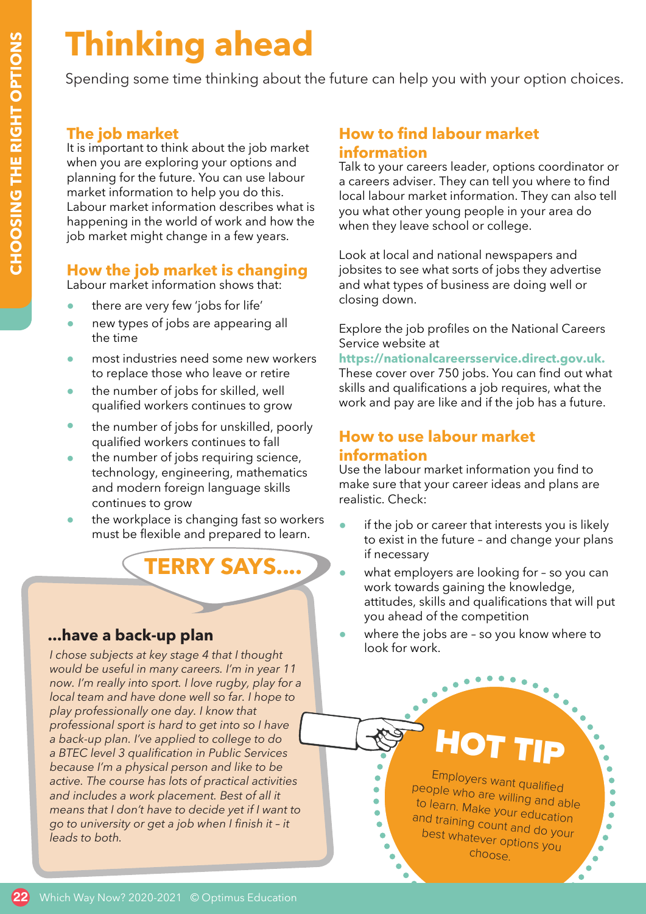# Thinking ahead

Spending some time thinking about the future can help you with your option choices.

## The job market

It is important to think about the job market when you are exploring your options and planning for the future. You can use labour market information to help you do this. Labour market information describes what is happening in the world of work and how the job market might change in a few years.

## How the job market is changing

Labour market information shows that:

- there are very few 'jobs for life'
- new types of jobs are appearing all the time
- most industries need some new workers to replace those who leave or retire
- the number of jobs for skilled, well qualified workers continues to grow
- the number of jobs for unskilled, poorly qualified workers continues to fall
- the number of jobs requiring science, technology, engineering, mathematics and modern foreign language skills continues to grow
- the workplace is changing fast so workers must be flexible and prepared to learn.

## TERRY SAYS....

### ...have a back-up plan

*I chose subjects at key stage 4 that I thought would be useful in many careers. I'm in year 11 now. I'm really into sport. I love rugby, play for a local team and have done well so far. I hope to play professionally one day. I know that professional sport is hard to get into so I have a back-up plan. I've applied to college to do a BTEC level 3 qualification in Public Services because I'm a physical person and like to be active. The course has lots of practical activities and includes a work placement. Best of all it means that I don't have to decide yet if I want to go to university or get a job when I finish it – it leads to both.*

## How to find labour market information

Talk to your careers leader, options coordinator or a careers adviser. They can tell you where to find local labour market information. They can also tell you what other young people in your area do when they leave school or college.

Look at local and national newspapers and jobsites to see what sorts of jobs they advertise and what types of business are doing well or closing down.

Explore the job profiles on the National Careers Service website at **https://nationalcareersservice.direct.gov.uk.** These cover over 750 jobs. You can find out what skills and qualifications a job requires, what the work and pay are like and if the job has a future.

## How to use labour market information

Use the labour market information you find to make sure that your career ideas and plans are realistic. Check:

- if the job or career that interests you is likely to exist in the future – and change your plans if necessary
- what employers are looking for – so you can work towards gaining the knowledge, attitudes, skills and qualifications that will put you ahead of the competition
- where the jobs are – so you know where to look for work.

## HOT TIP

Employers want qualified people who are willing and able to learn. Make your education and training count and do your best whatever options you choose.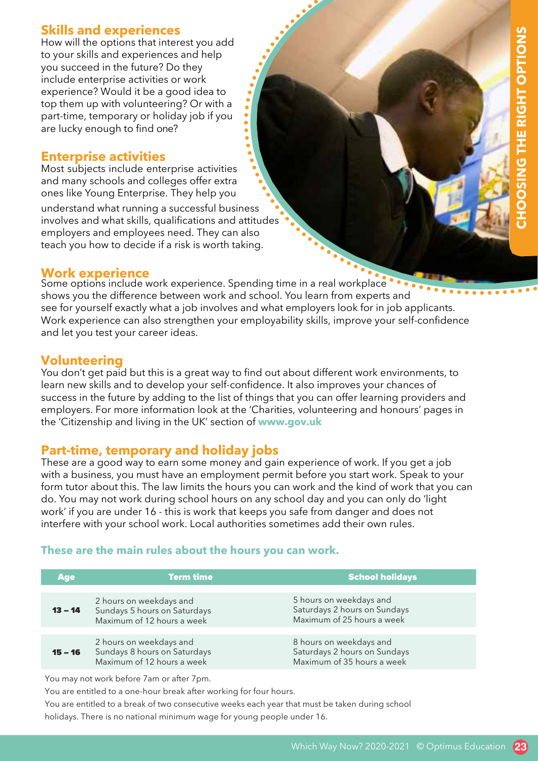## Skills and experiences

How will the options that interest you add to your skills and experiences and help you succeed in the future? Do they include enterprise activities or work experience? Would it be a good idea to top them up with volunteering? Or with a part-time, temporary or holiday job if you are lucky enough to find one?

## Enterprise activities

Most subjects include enterprise activities and many schools and colleges offer extra ones like Young Enterprise. They help you understand what running a successful business involves and what skills, qualifications and attitudes employers and employees need. They can also teach you how to decide if a risk is worth taking.

## Work experience

Some options include work experience. Spending time in a real workplace shows you the difference between work and school. You learn from experts and see for yourself exactly what a job involves and what employers look for in job applicants. Work experience can also strengthen your employability skills, improve your self-confidence and let you test your career ideas.

## Volunteering

You don't get paid but this is a great way to find out about different work environments, to learn new skills and to develop your self-confidence. It also improves your chances of success in the future by adding to the list of things that you can offer learning providers and employers. For more information look at the 'Charities, volunteering and honours' pages in the 'Citizenship and living in the UK' section of **www.gov.uk**

## Part-time, temporary and holiday jobs

These are a good way to earn some money and gain experience of work. If you get a job with a business, you must have an employment permit before you start work. Speak to your form tutor about this. The law limits the hours you can work and the kind of work that you can do. You may not work during school hours on any school day and you can only do 'light work' if you are under 16 - this is work that keeps you safe from danger and does not interfere with your school work. Local authorities sometimes add their own rules.

**These are the main rules about the hours you can work.**

| Age | Term time | School holidays |
|---|---|---|
| **13 – 14** | 2 hours on weekdays and Sundays 5 hours on Saturdays Maximum of 12 hours a week | 5 hours on weekdays and Saturdays 2 hours on Sundays Maximum of 25 hours a week |
| **15 – 16** | 2 hours on weekdays and Sundays 8 hours on Saturdays Maximum of 12 hours a week | 8 hours on weekdays and Saturdays 2 hours on Sundays Maximum of 35 hours a week |

You may not work before 7am or after 7pm.

You are entitled to a one-hour break after working for four hours.

You are entitled to a break of two consecutive weeks each year that must be taken during school holidays. There is no national minimum wage for young people under 16.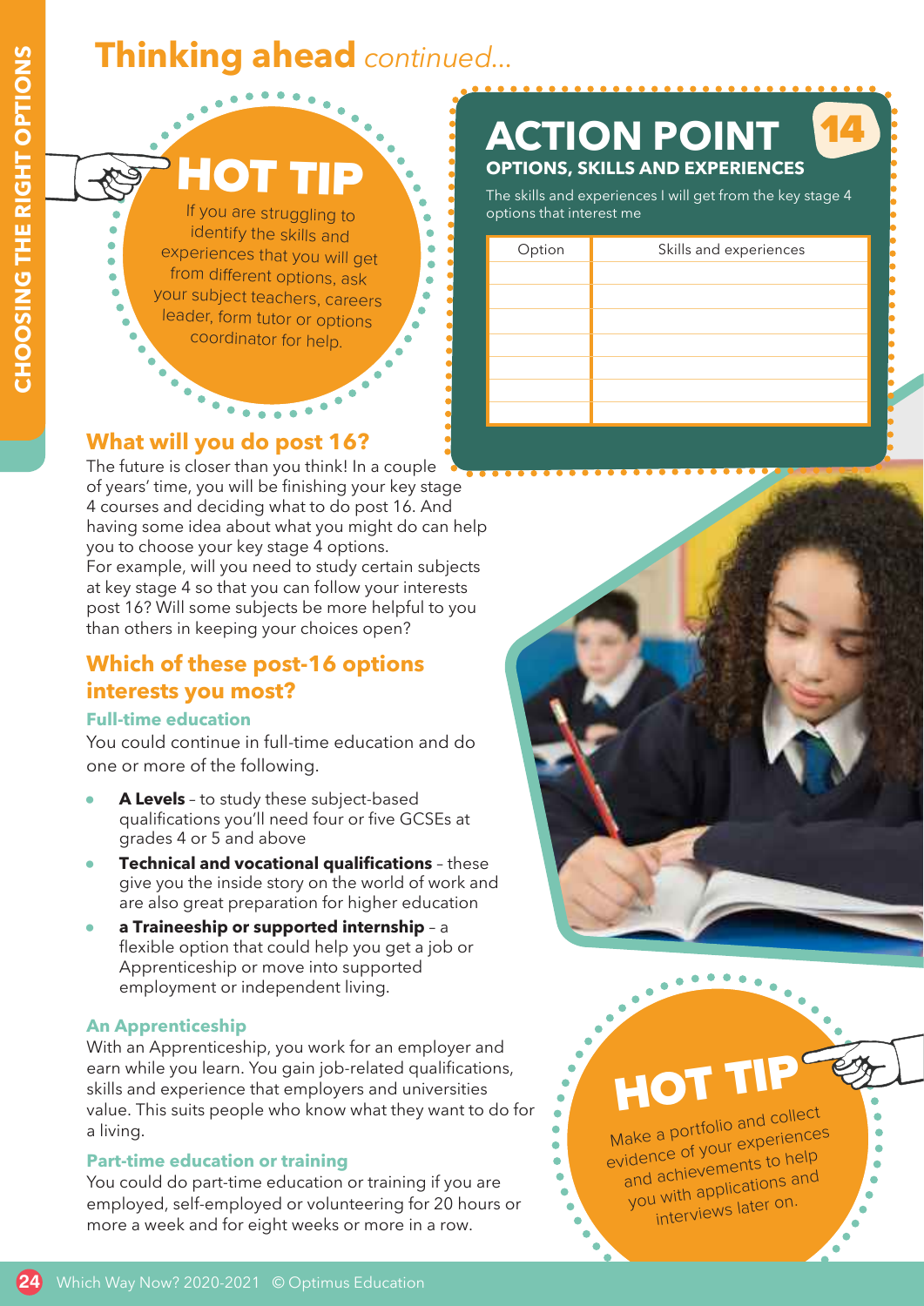# Thinking ahead *continued...*

## HOT TIP

If you are struggling to identify the skills and experiences that you will get from different options, ask your subject teachers, careers leader, form tutor or options coordinator for help.

## ACTION POINT 14

### OPTIONS, SKILLS AND EXPERIENCES

The skills and experiences I will get from the key stage 4 options that interest me

| Option | Skills and experiences |
| --- | --- |
| | |
| | |
| | |
| | |
| | |
| | |

## What will you do post 16?

The future is closer than you think! In a couple of years' time, you will be finishing your key stage 4 courses and deciding what to do post 16. And having some idea about what you might do can help you to choose your key stage 4 options.

For example, will you need to study certain subjects at key stage 4 so that you can follow your interests post 16? Will some subjects be more helpful to you than others in keeping your choices open?

## Which of these post-16 options interests you most?

### Full-time education

You could continue in full-time education and do one or more of the following.

- **A Levels** – to study these subject-based qualifications you'll need four or five GCSEs at grades 4 or 5 and above
- **Technical and vocational qualifications** – these give you the inside story on the world of work and are also great preparation for higher education
- **a Traineeship or supported internship** – a flexible option that could help you get a job or Apprenticeship or move into supported employment or independent living.

### An Apprenticeship

With an Apprenticeship, you work for an employer and earn while you learn. You gain job-related qualifications, skills and experience that employers and universities value. This suits people who know what they want to do for a living.

### Part-time education or training

You could do part-time education or training if you are employed, self-employed or volunteering for 20 hours or more a week and for eight weeks or more in a row.

## HOT TIP

Make a portfolio and collect evidence of your experiences and achievements to help you with applications and interviews later on.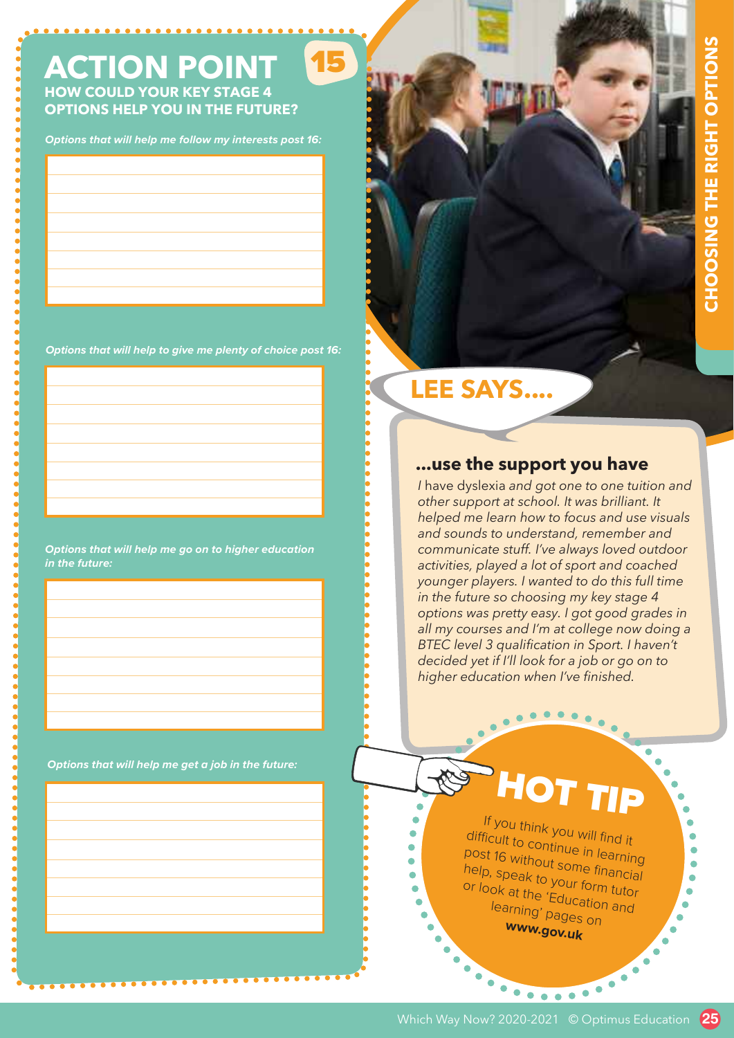# ACTION POINT 15

## HOW COULD YOUR KEY STAGE 4 OPTIONS HELP YOU IN THE FUTURE?

*Options that will help me follow my interests post 16:*

*Options that will help to give me plenty of choice post 16:*

*Options that will help me go on to higher education in the future:*

*Options that will help me get a job in the future:*

## LEE SAYS....

### ...use the support you have

*I have dyslexia and got one to one tuition and other support at school. It was brilliant. It helped me learn how to focus and use visuals and sounds to understand, remember and communicate stuff. I've always loved outdoor activities, played a lot of sport and coached younger players. I wanted to do this full time in the future so choosing my key stage 4 options was pretty easy. I got good grades in all my courses and I'm at college now doing a BTEC level 3 qualification in Sport. I haven't decided yet if I'll look for a job or go on to higher education when I've finished.*

## HOT TIP

If you think you will find it difficult to continue in learning post 16 without some financial help, speak to your form tutor or look at the 'Education and learning' pages on **www.gov.uk**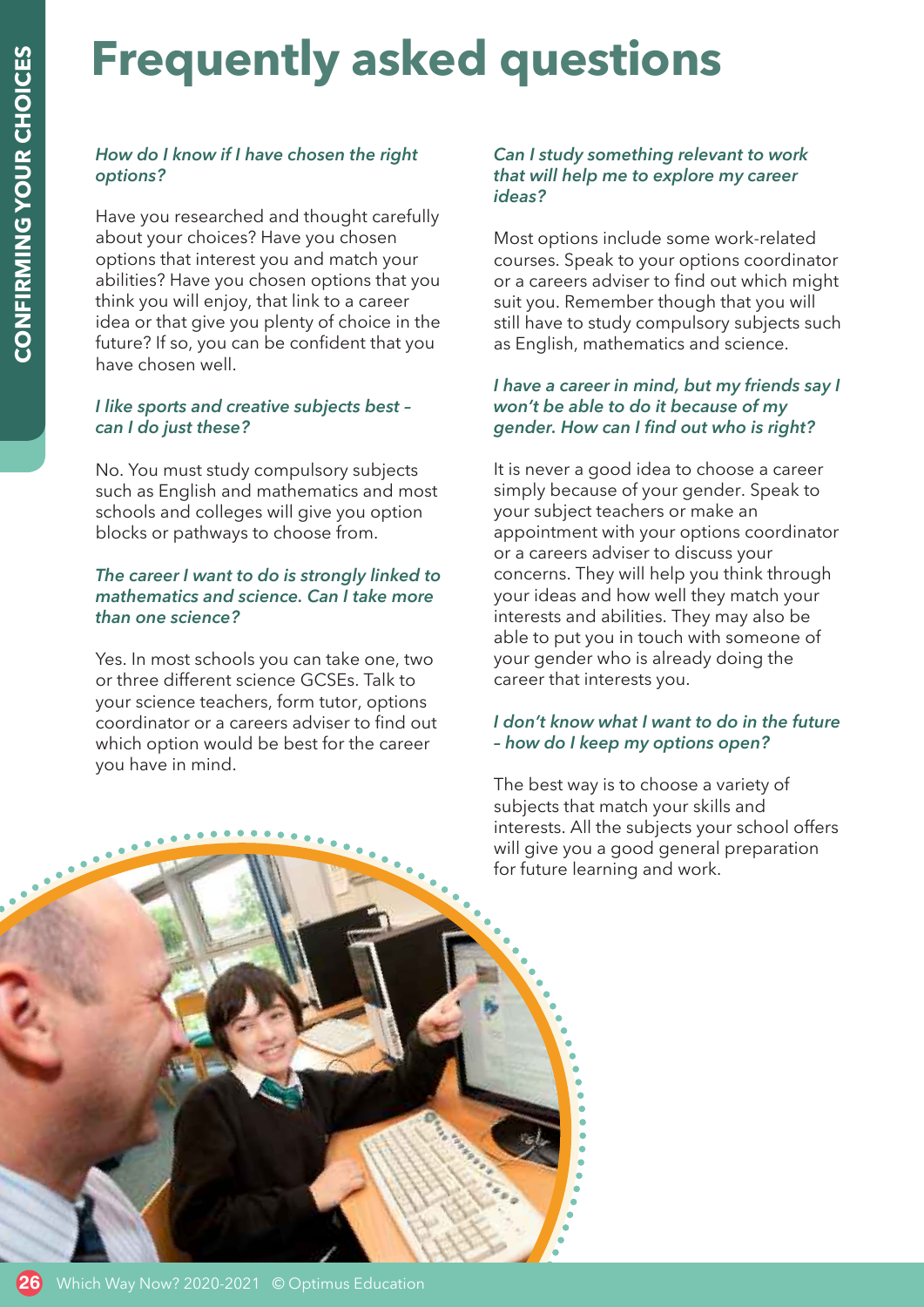# Frequently asked questions

***How do I know if I have chosen the right options?***

Have you researched and thought carefully about your choices? Have you chosen options that interest you and match your abilities? Have you chosen options that you think you will enjoy, that link to a career idea or that give you plenty of choice in the future? If so, you can be confident that you have chosen well.

***I like sports and creative subjects best – can I do just these?***

No. You must study compulsory subjects such as English and mathematics and most schools and colleges will give you option blocks or pathways to choose from.

***The career I want to do is strongly linked to mathematics and science. Can I take more than one science?***

Yes. In most schools you can take one, two or three different science GCSEs. Talk to your science teachers, form tutor, options coordinator or a careers adviser to find out which option would be best for the career you have in mind.

***Can I study something relevant to work that will help me to explore my career ideas?***

Most options include some work-related courses. Speak to your options coordinator or a careers adviser to find out which might suit you. Remember though that you will still have to study compulsory subjects such as English, mathematics and science.

***I have a career in mind, but my friends say I won't be able to do it because of my gender. How can I find out who is right?***

It is never a good idea to choose a career simply because of your gender. Speak to your subject teachers or make an appointment with your options coordinator or a careers adviser to discuss your concerns. They will help you think through your ideas and how well they match your interests and abilities. They may also be able to put you in touch with someone of your gender who is already doing the career that interests you.

***I don't know what I want to do in the future – how do I keep my options open?***

The best way is to choose a variety of subjects that match your skills and interests. All the subjects your school offers will give you a good general preparation for future learning and work.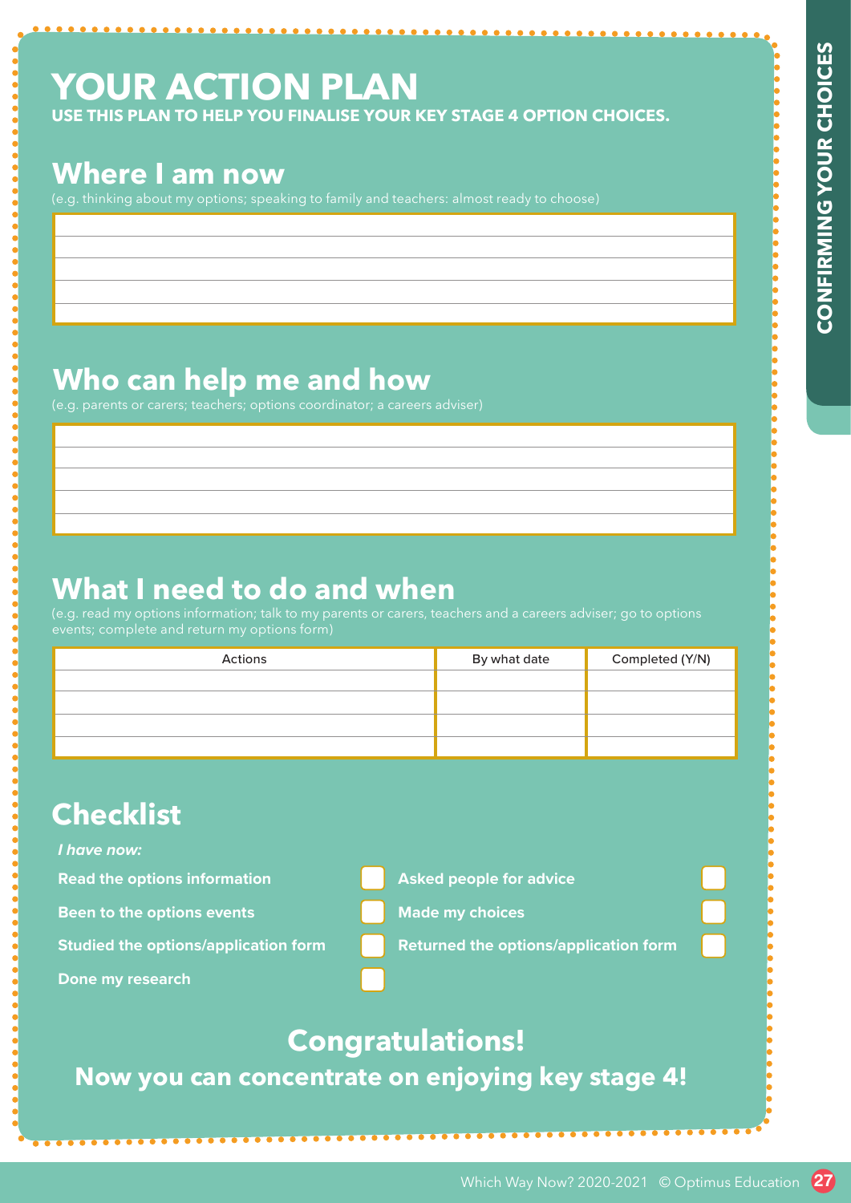# YOUR ACTION PLAN

**USE THIS PLAN TO HELP YOU FINALISE YOUR KEY STAGE 4 OPTION CHOICES.**

## Where I am now

(e.g. thinking about my options; speaking to family and teachers: almost ready to choose)

## Who can help me and how

(e.g. parents or carers; teachers; options coordinator; a careers adviser)

## What I need to do and when

(e.g. read my options information; talk to my parents or carers, teachers and a careers adviser; go to options events; complete and return my options form)

| Actions | By what date | Completed (Y/N) |
|---|---|---|
| | | |
| | | |
| | | |
| | | |

## Checklist

***I have now:***

- **Read the options information** ☐
- **Been to the options events** ☐
- **Studied the options/application form** ☐
- **Done my research** ☐
- **Asked people for advice** ☐
- **Made my choices** ☐
- **Returned the options/application form** ☐

## Congratulations!

**Now you can concentrate on enjoying key stage 4!**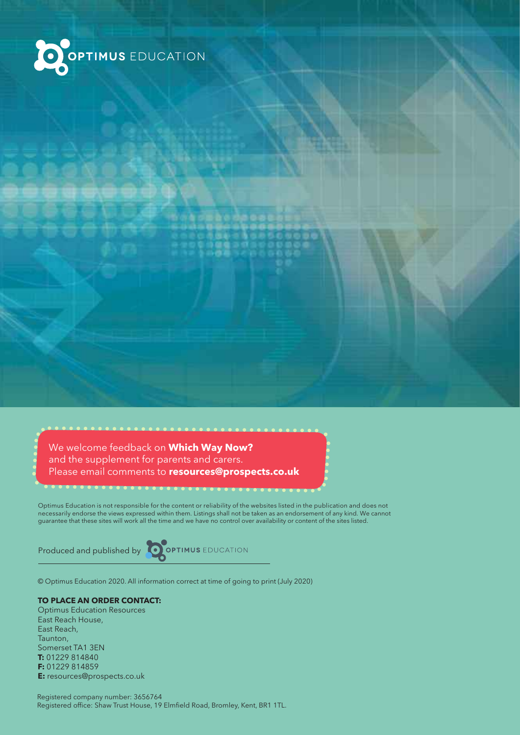OPTIMUS EDUCATION

We welcome feedback on **Which Way Now?** and the supplement for parents and carers. Please email comments to **resources@prospects.co.uk**

Optimus Education is not responsible for the content or reliability of the websites listed in the publication and does not necessarily endorse the views expressed within them. Listings shall not be taken as an endorsement of any kind. We cannot guarantee that these sites will work all the time and we have no control over availability or content of the sites listed.

Produced and published by OPTIMUS EDUCATION

© Optimus Education 2020. All information correct at time of going to print (July 2020)

**TO PLACE AN ORDER CONTACT:**
Optimus Education Resources
East Reach House,
East Reach,
Taunton,
Somerset TA1 3EN
**T:** 01229 814840
**F:** 01229 814859
**E:** resources@prospects.co.uk

Registered company number: 3656764
Registered office: Shaw Trust House, 19 Elmfield Road, Bromley, Kent, BR1 1TL.